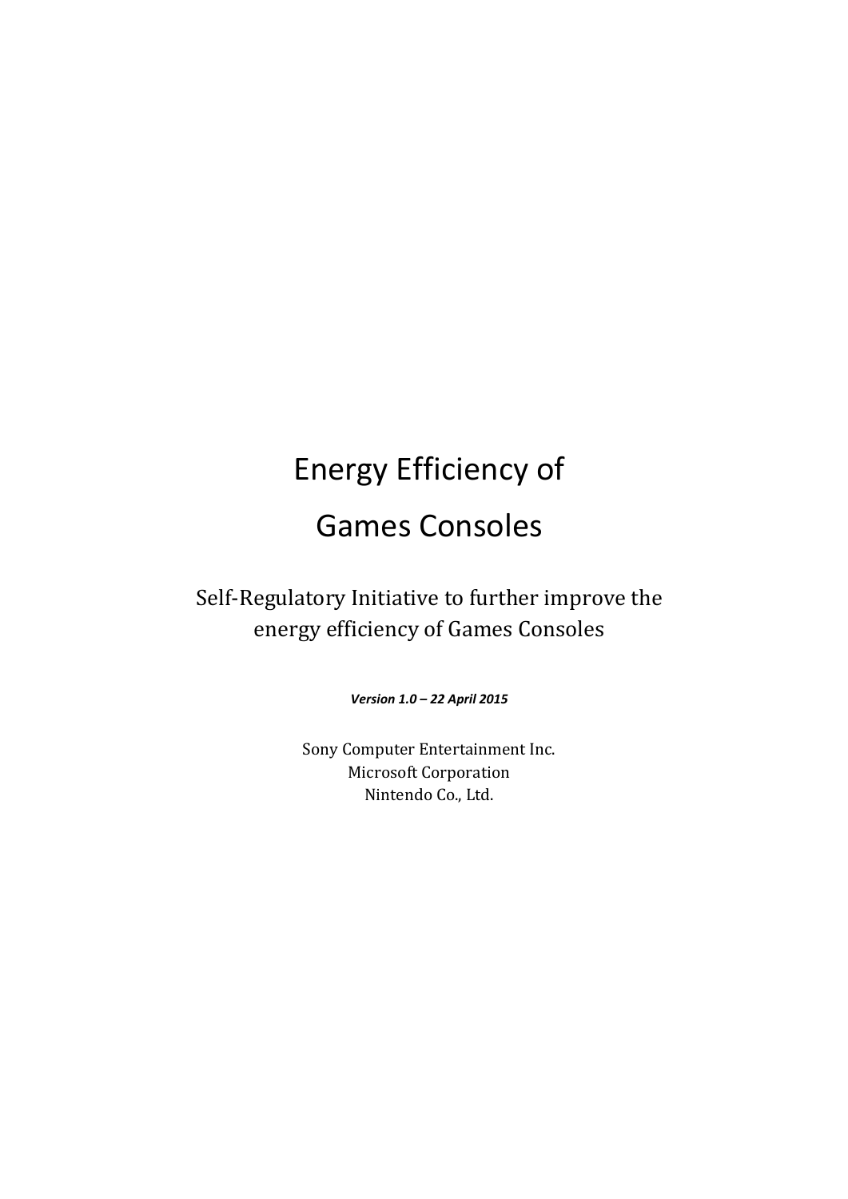# Energy Efficiency of Games Consoles

Self-Regulatory Initiative to further improve the energy efficiency of Games Consoles

***Version 1.0 – 22 April 2015***

Sony Computer Entertainment Inc.
Microsoft Corporation
Nintendo Co., Ltd.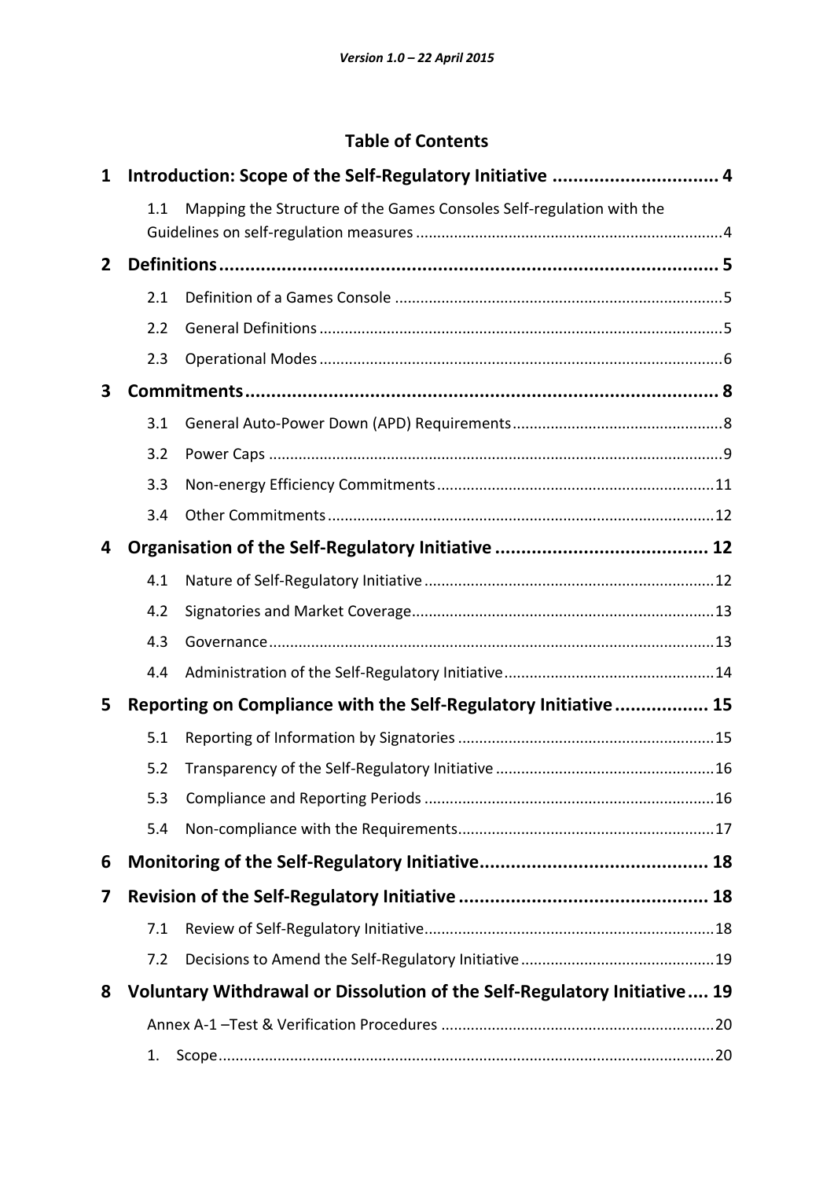## Table of Contents

**1 Introduction: Scope of the Self-Regulatory Initiative ................................ 4**

1.1 Mapping the Structure of the Games Consoles Self-regulation with the Guidelines on self-regulation measures ........................................................................4

**2 Definitions.............................................................................................. 5**

2.1 Definition of a Games Console .............................................................................5

2.2 General Definitions ...............................................................................................5

2.3 Operational Modes ...............................................................................................6

**3 Commitments.......................................................................................... 8**

3.1 General Auto-Power Down (APD) Requirements..................................................8

3.2 Power Caps ...........................................................................................................9

3.3 Non-energy Efficiency Commitments.................................................................11

3.4 Other Commitments ...........................................................................................12

**4 Organisation of the Self-Regulatory Initiative ......................................... 12**

4.1 Nature of Self-Regulatory Initiative ....................................................................12

4.2 Signatories and Market Coverage.......................................................................13

4.3 Governance.........................................................................................................13

4.4 Administration of the Self-Regulatory Initiative..................................................14

**5 Reporting on Compliance with the Self-Regulatory Initiative ................. 15**

5.1 Reporting of Information by Signatories ............................................................15

5.2 Transparency of the Self-Regulatory Initiative ...................................................16

5.3 Compliance and Reporting Periods ....................................................................16

5.4 Non-compliance with the Requirements............................................................17

**6 Monitoring of the Self-Regulatory Initiative............................................ 18**

**7 Revision of the Self-Regulatory Initiative ................................................ 18**

7.1 Review of Self-Regulatory Initiative....................................................................18

7.2 Decisions to Amend the Self-Regulatory Initiative .............................................19

**8 Voluntary Withdrawal or Dissolution of the Self-Regulatory Initiative.... 19**

Annex A-1 –Test & Verification Procedures ................................................................20

1. Scope.....................................................................................................................20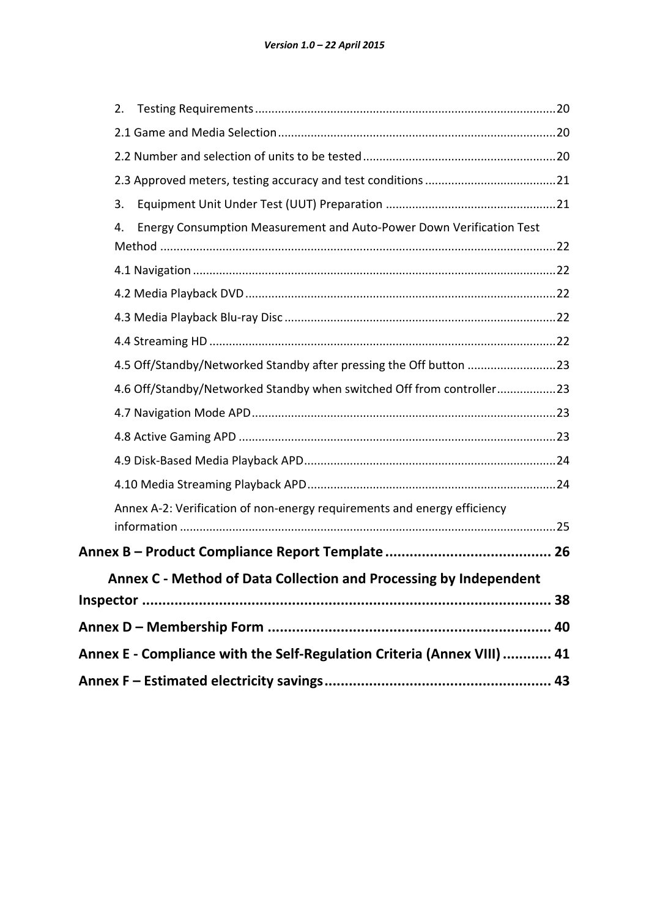2. Testing Requirements ........................................................................................20

2.1 Game and Media Selection ...................................................................................20

2.2 Number and selection of units to be tested ..........................................................20

2.3 Approved meters, testing accuracy and test conditions .......................................21

3. Equipment Unit Under Test (UUT) Preparation ...................................................21

4. Energy Consumption Measurement and Auto-Power Down Verification Test Method .......................................................................................................................22

4.1 Navigation .............................................................................................................22

4.2 Media Playback DVD .............................................................................................22

4.3 Media Playback Blu-ray Disc .................................................................................22

4.4 Streaming HD ........................................................................................................22

4.5 Off/Standby/Networked Standby after pressing the Off button ..........................23

4.6 Off/Standby/Networked Standby when switched Off from controller.................23

4.7 Navigation Mode APD ...........................................................................................23

4.8 Active Gaming APD ...............................................................................................23

4.9 Disk-Based Media Playback APD...........................................................................24

4.10 Media Streaming Playback APD..........................................................................24

Annex A-2: Verification of non-energy requirements and energy efficiency information ................................................................................................................25

**Annex B – Product Compliance Report Template ........................................ 26**

**Annex C - Method of Data Collection and Processing by Independent Inspector ................................................................................................... 38**

**Annex D – Membership Form .................................................................... 40**

**Annex E - Compliance with the Self-Regulation Criteria (Annex VIII) ............ 41**

**Annex F – Estimated electricity savings...................................................... 43**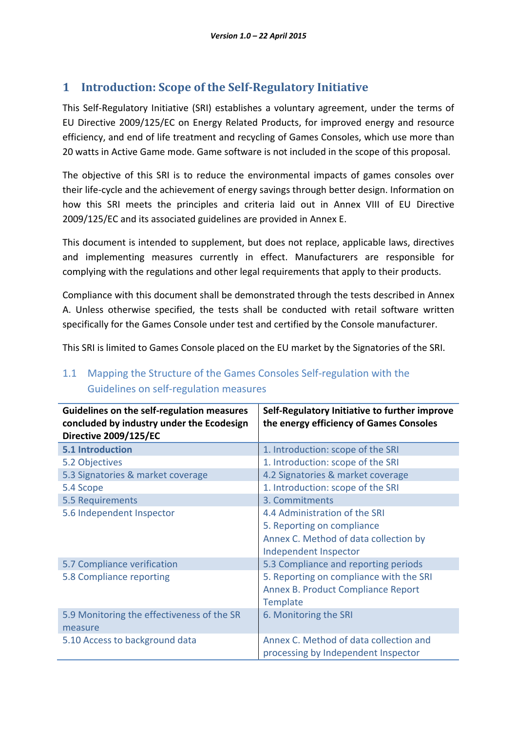# 1 Introduction: Scope of the Self-Regulatory Initiative

This Self-Regulatory Initiative (SRI) establishes a voluntary agreement, under the terms of EU Directive 2009/125/EC on Energy Related Products, for improved energy and resource efficiency, and end of life treatment and recycling of Games Consoles, which use more than 20 watts in Active Game mode. Game software is not included in the scope of this proposal.

The objective of this SRI is to reduce the environmental impacts of games consoles over their life-cycle and the achievement of energy savings through better design. Information on how this SRI meets the principles and criteria laid out in Annex VIII of EU Directive 2009/125/EC and its associated guidelines are provided in Annex E.

This document is intended to supplement, but does not replace, applicable laws, directives and implementing measures currently in effect. Manufacturers are responsible for complying with the regulations and other legal requirements that apply to their products.

Compliance with this document shall be demonstrated through the tests described in Annex A. Unless otherwise specified, the tests shall be conducted with retail software written specifically for the Games Console under test and certified by the Console manufacturer.

This SRI is limited to Games Console placed on the EU market by the Signatories of the SRI.

## 1.1 Mapping the Structure of the Games Consoles Self-regulation with the Guidelines on self-regulation measures

| Guidelines on the self-regulation measures concluded by industry under the Ecodesign Directive 2009/125/EC | Self-Regulatory Initiative to further improve the energy efficiency of Games Consoles |
|---|---|
| **5.1 Introduction** | 1. Introduction: scope of the SRI |
| 5.2 Objectives | 1. Introduction: scope of the SRI |
| 5.3 Signatories & market coverage | 4.2 Signatories & market coverage |
| 5.4 Scope | 1. Introduction: scope of the SRI |
| 5.5 Requirements | 3. Commitments |
| 5.6 Independent Inspector | 4.4 Administration of the SRI<br>5. Reporting on compliance<br>Annex C. Method of data collection by Independent Inspector |
| 5.7 Compliance verification | 5.3 Compliance and reporting periods |
| 5.8 Compliance reporting | 5. Reporting on compliance with the SRI<br>Annex B. Product Compliance Report Template |
| 5.9 Monitoring the effectiveness of the SR measure | 6. Monitoring the SRI |
| 5.10 Access to background data | Annex C. Method of data collection and processing by Independent Inspector |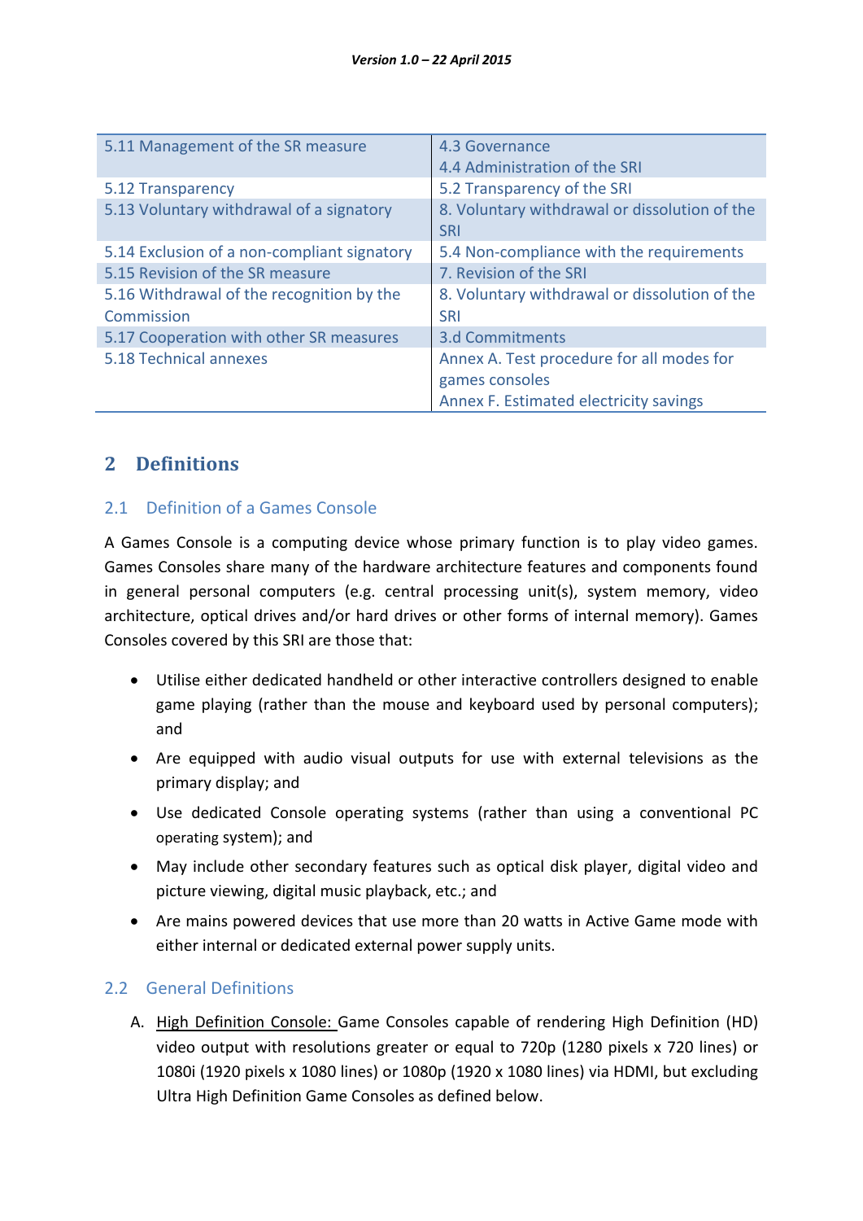| | |
|---|---|
| 5.11 Management of the SR measure | 4.3 Governance<br>4.4 Administration of the SRI |
| 5.12 Transparency | 5.2 Transparency of the SRI |
| 5.13 Voluntary withdrawal of a signatory | 8. Voluntary withdrawal or dissolution of the SRI |
| 5.14 Exclusion of a non-compliant signatory | 5.4 Non-compliance with the requirements |
| 5.15 Revision of the SR measure | 7. Revision of the SRI |
| 5.16 Withdrawal of the recognition by the Commission | 8. Voluntary withdrawal or dissolution of the SRI |
| 5.17 Cooperation with other SR measures | 3.d Commitments |
| 5.18 Technical annexes | Annex A. Test procedure for all modes for games consoles<br>Annex F. Estimated electricity savings |

# 2 Definitions

## 2.1 Definition of a Games Console

A Games Console is a computing device whose primary function is to play video games. Games Consoles share many of the hardware architecture features and components found in general personal computers (e.g. central processing unit(s), system memory, video architecture, optical drives and/or hard drives or other forms of internal memory). Games Consoles covered by this SRI are those that:

- Utilise either dedicated handheld or other interactive controllers designed to enable game playing (rather than the mouse and keyboard used by personal computers); and
- Are equipped with audio visual outputs for use with external televisions as the primary display; and
- Use dedicated Console operating systems (rather than using a conventional PC operating system); and
- May include other secondary features such as optical disk player, digital video and picture viewing, digital music playback, etc.; and
- Are mains powered devices that use more than 20 watts in Active Game mode with either internal or dedicated external power supply units.

## 2.2 General Definitions

A. High Definition Console: Game Consoles capable of rendering High Definition (HD) video output with resolutions greater or equal to 720p (1280 pixels x 720 lines) or 1080i (1920 pixels x 1080 lines) or 1080p (1920 x 1080 lines) via HDMI, but excluding Ultra High Definition Game Consoles as defined below.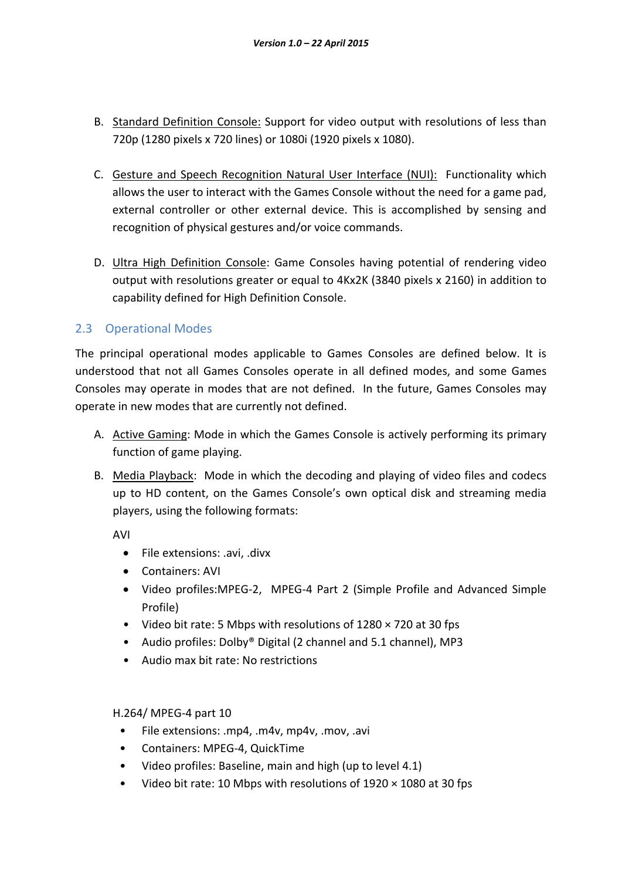B. Standard Definition Console: Support for video output with resolutions of less than 720p (1280 pixels x 720 lines) or 1080i (1920 pixels x 1080).

C. Gesture and Speech Recognition Natural User Interface (NUI): Functionality which allows the user to interact with the Games Console without the need for a game pad, external controller or other external device. This is accomplished by sensing and recognition of physical gestures and/or voice commands.

D. Ultra High Definition Console: Game Consoles having potential of rendering video output with resolutions greater or equal to 4Kx2K (3840 pixels x 2160) in addition to capability defined for High Definition Console.

## 2.3 Operational Modes

The principal operational modes applicable to Games Consoles are defined below. It is understood that not all Games Consoles operate in all defined modes, and some Games Consoles may operate in modes that are not defined. In the future, Games Consoles may operate in new modes that are currently not defined.

A. Active Gaming: Mode in which the Games Console is actively performing its primary function of game playing.

B. Media Playback: Mode in which the decoding and playing of video files and codecs up to HD content, on the Games Console's own optical disk and streaming media players, using the following formats:

AVI

- File extensions: .avi, .divx
- Containers: AVI
- Video profiles:MPEG-2, MPEG-4 Part 2 (Simple Profile and Advanced Simple Profile)
- Video bit rate: 5 Mbps with resolutions of 1280 × 720 at 30 fps
- Audio profiles: Dolby® Digital (2 channel and 5.1 channel), MP3
- Audio max bit rate: No restrictions

H.264/ MPEG-4 part 10

- File extensions: .mp4, .m4v, mp4v, .mov, .avi
- Containers: MPEG-4, QuickTime
- Video profiles: Baseline, main and high (up to level 4.1)
- Video bit rate: 10 Mbps with resolutions of 1920 × 1080 at 30 fps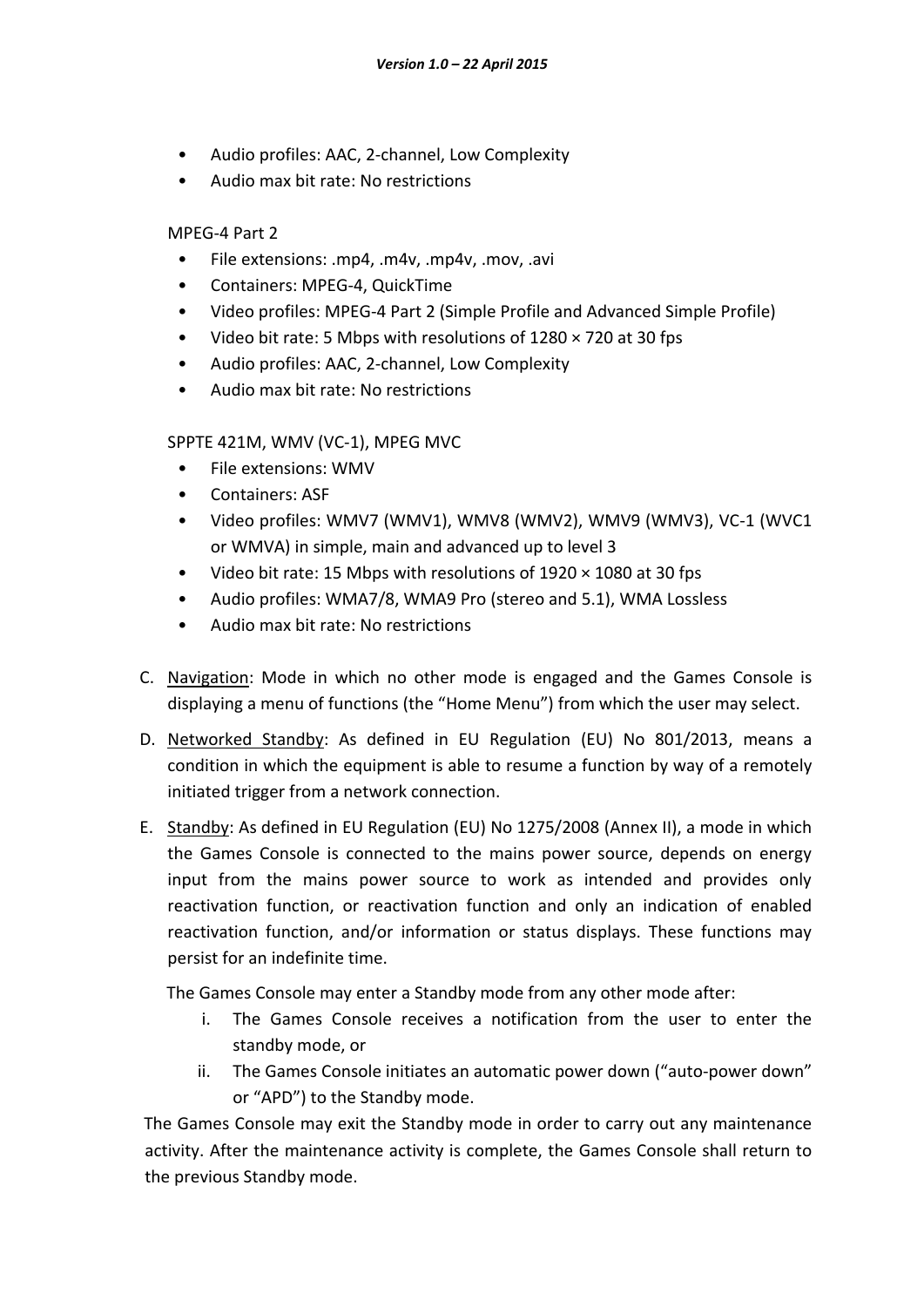- Audio profiles: AAC, 2-channel, Low Complexity
- Audio max bit rate: No restrictions

MPEG-4 Part 2

- File extensions: .mp4, .m4v, .mp4v, .mov, .avi
- Containers: MPEG-4, QuickTime
- Video profiles: MPEG-4 Part 2 (Simple Profile and Advanced Simple Profile)
- Video bit rate: 5 Mbps with resolutions of 1280 × 720 at 30 fps
- Audio profiles: AAC, 2-channel, Low Complexity
- Audio max bit rate: No restrictions

SPPTE 421M, WMV (VC-1), MPEG MVC

- File extensions: WMV
- Containers: ASF
- Video profiles: WMV7 (WMV1), WMV8 (WMV2), WMV9 (WMV3), VC-1 (WVC1 or WMVA) in simple, main and advanced up to level 3
- Video bit rate: 15 Mbps with resolutions of 1920 × 1080 at 30 fps
- Audio profiles: WMA7/8, WMA9 Pro (stereo and 5.1), WMA Lossless
- Audio max bit rate: No restrictions

C. Navigation: Mode in which no other mode is engaged and the Games Console is displaying a menu of functions (the "Home Menu") from which the user may select.

D. Networked Standby: As defined in EU Regulation (EU) No 801/2013, means a condition in which the equipment is able to resume a function by way of a remotely initiated trigger from a network connection.

E. Standby: As defined in EU Regulation (EU) No 1275/2008 (Annex II), a mode in which the Games Console is connected to the mains power source, depends on energy input from the mains power source to work as intended and provides only reactivation function, or reactivation function and only an indication of enabled reactivation function, and/or information or status displays. These functions may persist for an indefinite time.

   The Games Console may enter a Standby mode from any other mode after:

   i. The Games Console receives a notification from the user to enter the standby mode, or
   ii. The Games Console initiates an automatic power down ("auto-power down" or "APD") to the Standby mode.

The Games Console may exit the Standby mode in order to carry out any maintenance activity. After the maintenance activity is complete, the Games Console shall return to the previous Standby mode.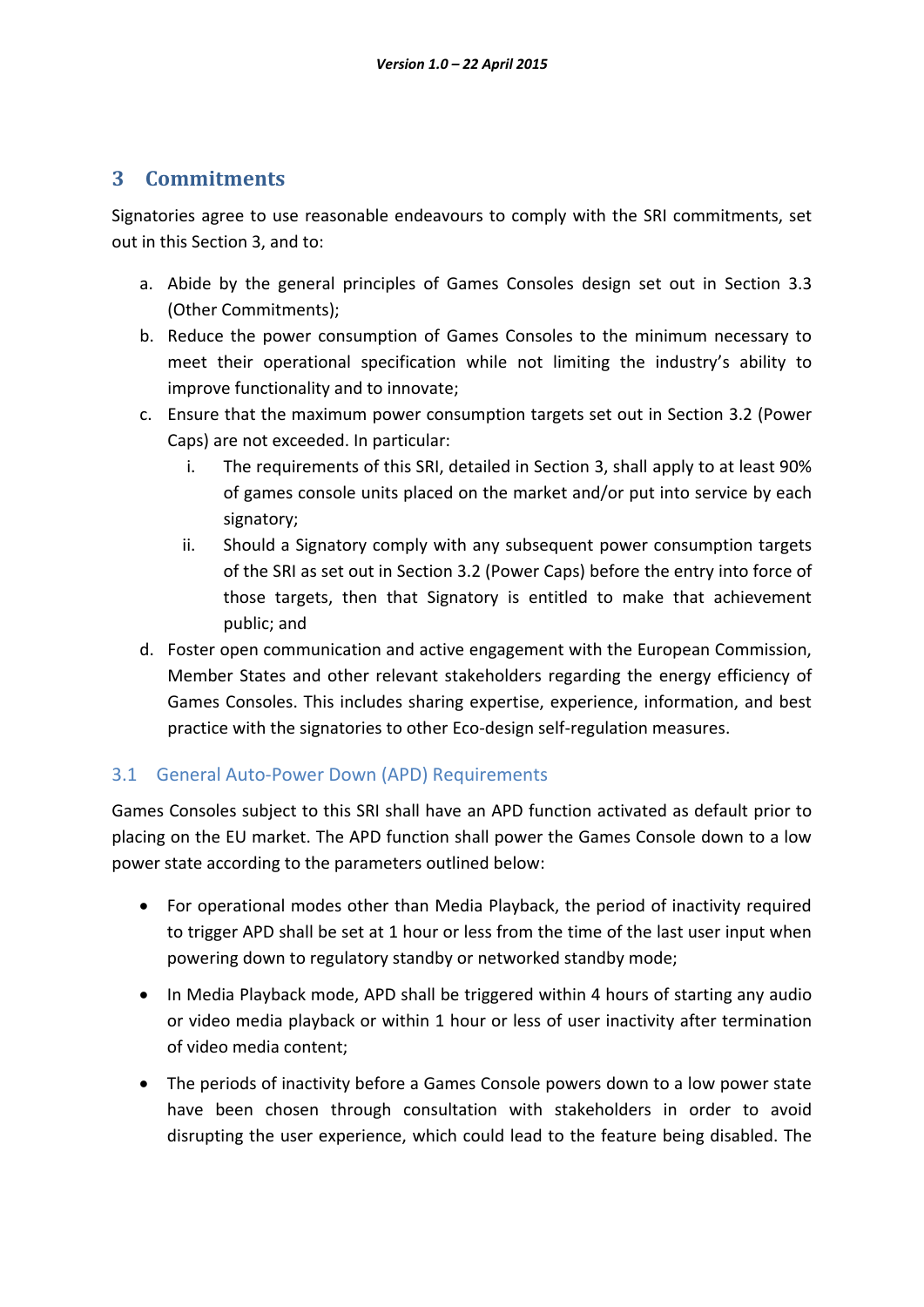## 3 Commitments

Signatories agree to use reasonable endeavours to comply with the SRI commitments, set out in this Section 3, and to:

a. Abide by the general principles of Games Consoles design set out in Section 3.3 (Other Commitments);

b. Reduce the power consumption of Games Consoles to the minimum necessary to meet their operational specification while not limiting the industry's ability to improve functionality and to innovate;

c. Ensure that the maximum power consumption targets set out in Section 3.2 (Power Caps) are not exceeded. In particular:

   i. The requirements of this SRI, detailed in Section 3, shall apply to at least 90% of games console units placed on the market and/or put into service by each signatory;

   ii. Should a Signatory comply with any subsequent power consumption targets of the SRI as set out in Section 3.2 (Power Caps) before the entry into force of those targets, then that Signatory is entitled to make that achievement public; and

d. Foster open communication and active engagement with the European Commission, Member States and other relevant stakeholders regarding the energy efficiency of Games Consoles. This includes sharing expertise, experience, information, and best practice with the signatories to other Eco-design self-regulation measures.

### 3.1 General Auto-Power Down (APD) Requirements

Games Consoles subject to this SRI shall have an APD function activated as default prior to placing on the EU market. The APD function shall power the Games Console down to a low power state according to the parameters outlined below:

- For operational modes other than Media Playback, the period of inactivity required to trigger APD shall be set at 1 hour or less from the time of the last user input when powering down to regulatory standby or networked standby mode;

- In Media Playback mode, APD shall be triggered within 4 hours of starting any audio or video media playback or within 1 hour or less of user inactivity after termination of video media content;

- The periods of inactivity before a Games Console powers down to a low power state have been chosen through consultation with stakeholders in order to avoid disrupting the user experience, which could lead to the feature being disabled. The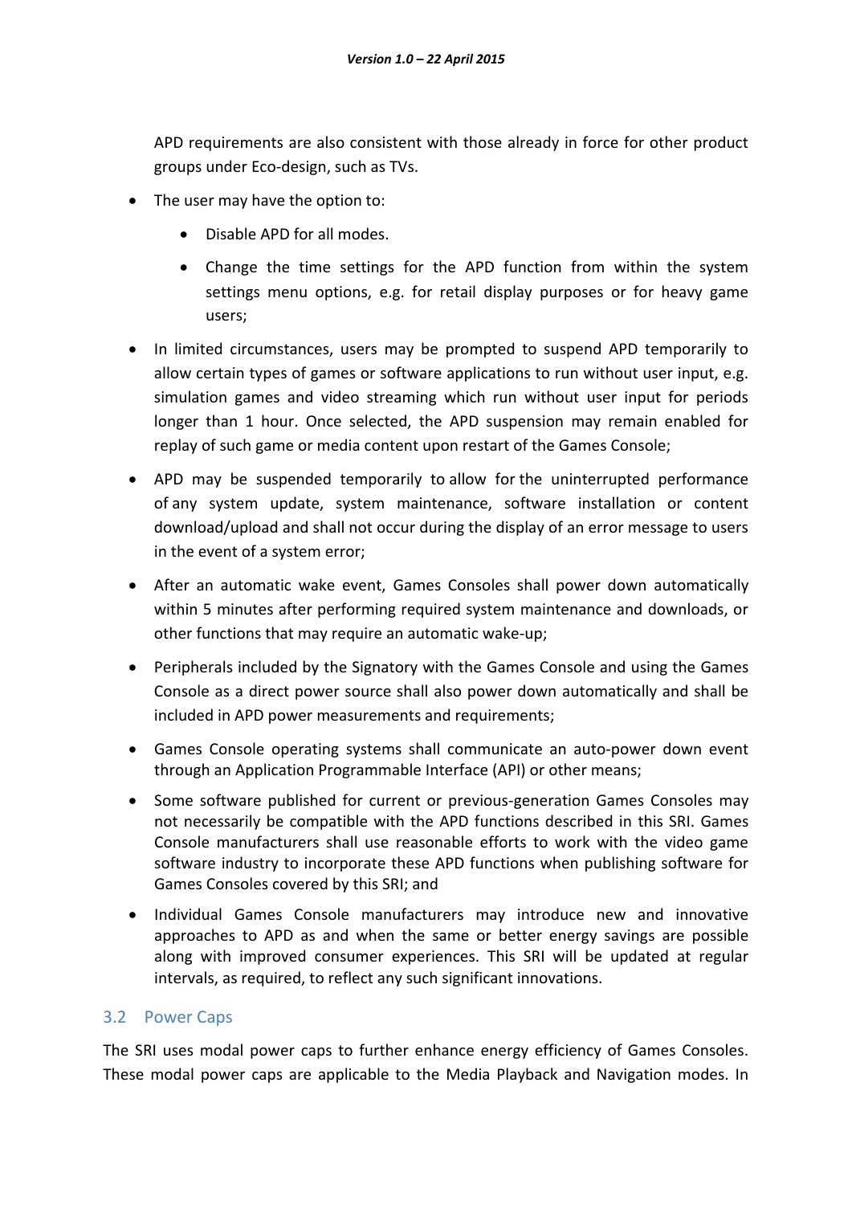APD requirements are also consistent with those already in force for other product groups under Eco-design, such as TVs.

- The user may have the option to:
  - Disable APD for all modes.
  - Change the time settings for the APD function from within the system settings menu options, e.g. for retail display purposes or for heavy game users;
- In limited circumstances, users may be prompted to suspend APD temporarily to allow certain types of games or software applications to run without user input, e.g. simulation games and video streaming which run without user input for periods longer than 1 hour. Once selected, the APD suspension may remain enabled for replay of such game or media content upon restart of the Games Console;
- APD may be suspended temporarily to allow for the uninterrupted performance of any system update, system maintenance, software installation or content download/upload and shall not occur during the display of an error message to users in the event of a system error;
- After an automatic wake event, Games Consoles shall power down automatically within 5 minutes after performing required system maintenance and downloads, or other functions that may require an automatic wake-up;
- Peripherals included by the Signatory with the Games Console and using the Games Console as a direct power source shall also power down automatically and shall be included in APD power measurements and requirements;
- Games Console operating systems shall communicate an auto-power down event through an Application Programmable Interface (API) or other means;
- Some software published for current or previous-generation Games Consoles may not necessarily be compatible with the APD functions described in this SRI. Games Console manufacturers shall use reasonable efforts to work with the video game software industry to incorporate these APD functions when publishing software for Games Consoles covered by this SRI; and
- Individual Games Console manufacturers may introduce new and innovative approaches to APD as and when the same or better energy savings are possible along with improved consumer experiences. This SRI will be updated at regular intervals, as required, to reflect any such significant innovations.

## 3.2 Power Caps

The SRI uses modal power caps to further enhance energy efficiency of Games Consoles. These modal power caps are applicable to the Media Playback and Navigation modes. In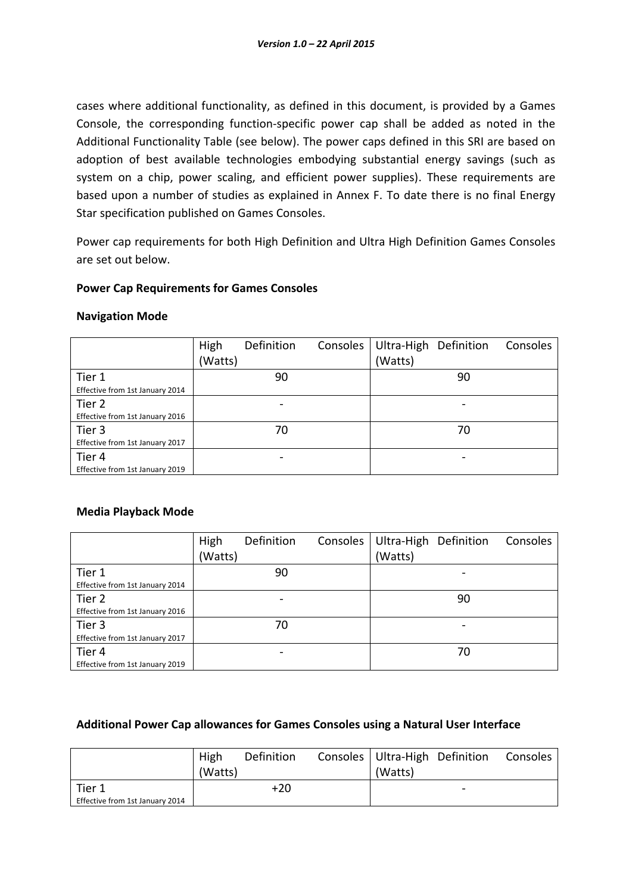cases where additional functionality, as defined in this document, is provided by a Games Console, the corresponding function-specific power cap shall be added as noted in the Additional Functionality Table (see below). The power caps defined in this SRI are based on adoption of best available technologies embodying substantial energy savings (such as system on a chip, power scaling, and efficient power supplies). These requirements are based upon a number of studies as explained in Annex F. To date there is no final Energy Star specification published on Games Consoles.

Power cap requirements for both High Definition and Ultra High Definition Games Consoles are set out below.

**Power Cap Requirements for Games Consoles**

**Navigation Mode**

| | High Definition Consoles (Watts) | Ultra-High Definition Consoles (Watts) |
|---|---|---|
| Tier 1<br>Effective from 1st January 2014 | 90 | 90 |
| Tier 2<br>Effective from 1st January 2016 | - | - |
| Tier 3<br>Effective from 1st January 2017 | 70 | 70 |
| Tier 4<br>Effective from 1st January 2019 | - | - |

**Media Playback Mode**

| | High Definition Consoles (Watts) | Ultra-High Definition Consoles (Watts) |
|---|---|---|
| Tier 1<br>Effective from 1st January 2014 | 90 | - |
| Tier 2<br>Effective from 1st January 2016 | - | 90 |
| Tier 3<br>Effective from 1st January 2017 | 70 | - |
| Tier 4<br>Effective from 1st January 2019 | - | 70 |

**Additional Power Cap allowances for Games Consoles using a Natural User Interface**

| | High Definition Consoles (Watts) | Ultra-High Definition Consoles (Watts) |
|---|---|---|
| Tier 1<br>Effective from 1st January 2014 | +20 | - |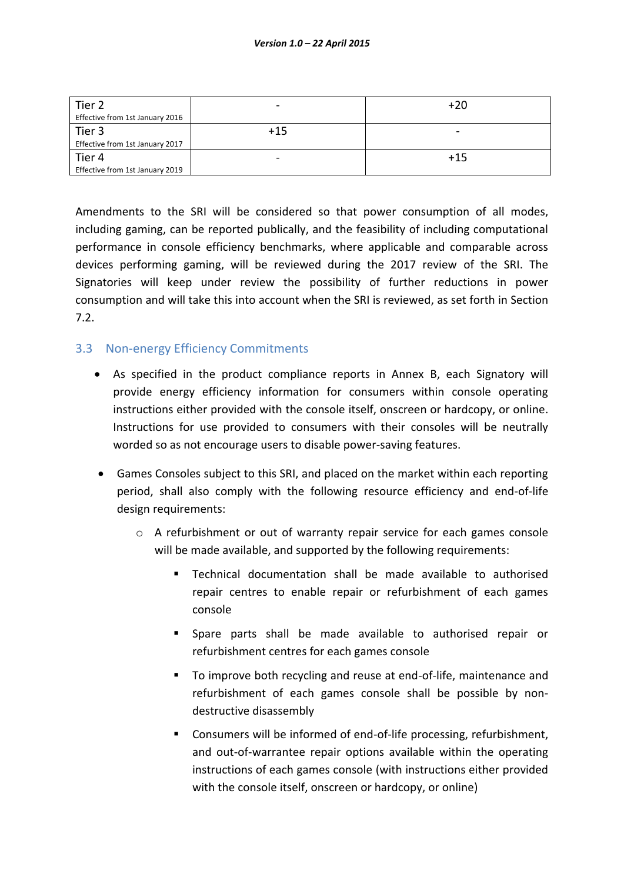| | | |
|---|---|---|
| Tier 2<br>Effective from 1st January 2016 | - | +20 |
| Tier 3<br>Effective from 1st January 2017 | +15 | - |
| Tier 4<br>Effective from 1st January 2019 | - | +15 |

Amendments to the SRI will be considered so that power consumption of all modes, including gaming, can be reported publically, and the feasibility of including computational performance in console efficiency benchmarks, where applicable and comparable across devices performing gaming, will be reviewed during the 2017 review of the SRI. The Signatories will keep under review the possibility of further reductions in power consumption and will take this into account when the SRI is reviewed, as set forth in Section 7.2.

## 3.3 Non-energy Efficiency Commitments

- As specified in the product compliance reports in Annex B, each Signatory will provide energy efficiency information for consumers within console operating instructions either provided with the console itself, onscreen or hardcopy, or online. Instructions for use provided to consumers with their consoles will be neutrally worded so as not encourage users to disable power-saving features.

- Games Consoles subject to this SRI, and placed on the market within each reporting period, shall also comply with the following resource efficiency and end-of-life design requirements:
  - A refurbishment or out of warranty repair service for each games console will be made available, and supported by the following requirements:
    - Technical documentation shall be made available to authorised repair centres to enable repair or refurbishment of each games console
    - Spare parts shall be made available to authorised repair or refurbishment centres for each games console
    - To improve both recycling and reuse at end-of-life, maintenance and refurbishment of each games console shall be possible by non-destructive disassembly
    - Consumers will be informed of end-of-life processing, refurbishment, and out-of-warrantee repair options available within the operating instructions of each games console (with instructions either provided with the console itself, onscreen or hardcopy, or online)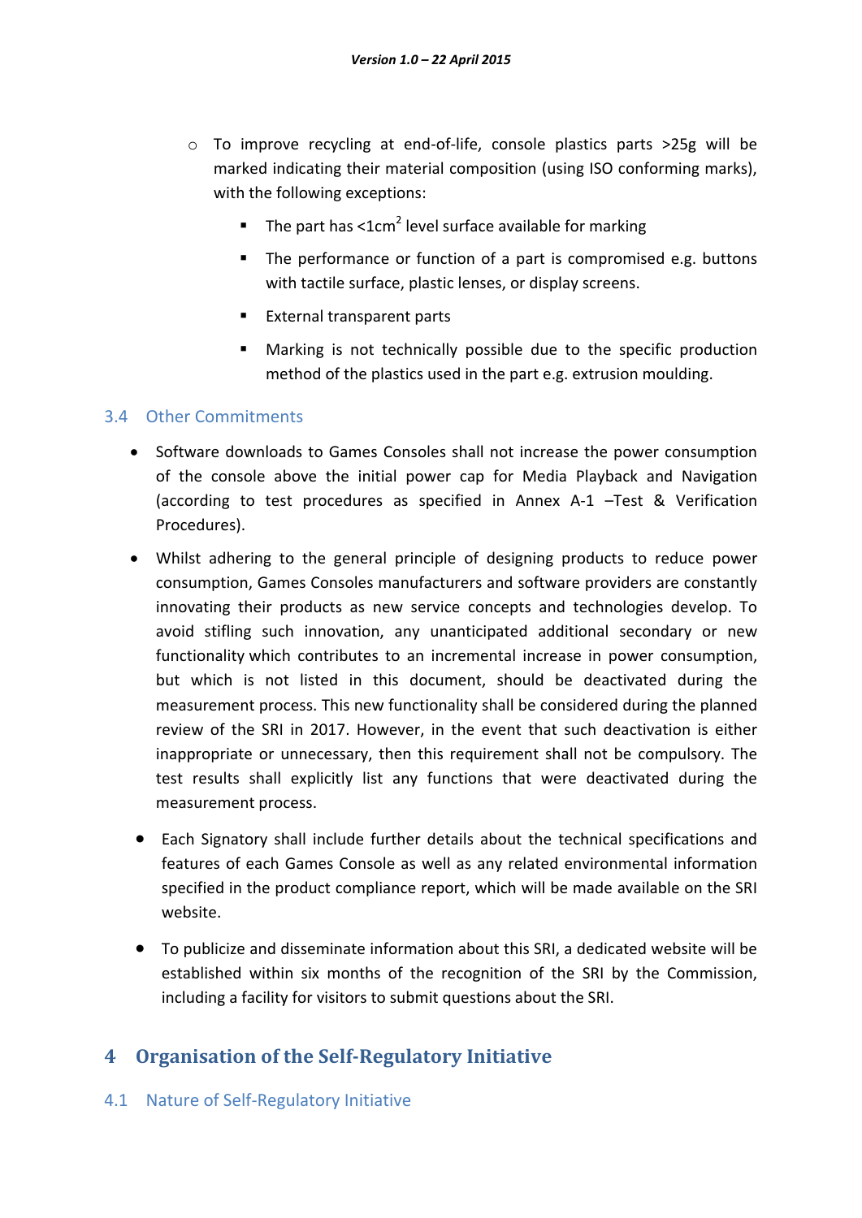- To improve recycling at end-of-life, console plastics parts >25g will be marked indicating their material composition (using ISO conforming marks), with the following exceptions:
    - The part has <1cm$^2$ level surface available for marking
    - The performance or function of a part is compromised e.g. buttons with tactile surface, plastic lenses, or display screens.
    - External transparent parts
    - Marking is not technically possible due to the specific production method of the plastics used in the part e.g. extrusion moulding.

## 3.4 Other Commitments

- Software downloads to Games Consoles shall not increase the power consumption of the console above the initial power cap for Media Playback and Navigation (according to test procedures as specified in Annex A-1 –Test & Verification Procedures).
- Whilst adhering to the general principle of designing products to reduce power consumption, Games Consoles manufacturers and software providers are constantly innovating their products as new service concepts and technologies develop. To avoid stifling such innovation, any unanticipated additional secondary or new functionality which contributes to an incremental increase in power consumption, but which is not listed in this document, should be deactivated during the measurement process. This new functionality shall be considered during the planned review of the SRI in 2017. However, in the event that such deactivation is either inappropriate or unnecessary, then this requirement shall not be compulsory. The test results shall explicitly list any functions that were deactivated during the measurement process.
- Each Signatory shall include further details about the technical specifications and features of each Games Console as well as any related environmental information specified in the product compliance report, which will be made available on the SRI website.
- To publicize and disseminate information about this SRI, a dedicated website will be established within six months of the recognition of the SRI by the Commission, including a facility for visitors to submit questions about the SRI.

# 4 Organisation of the Self-Regulatory Initiative

## 4.1 Nature of Self-Regulatory Initiative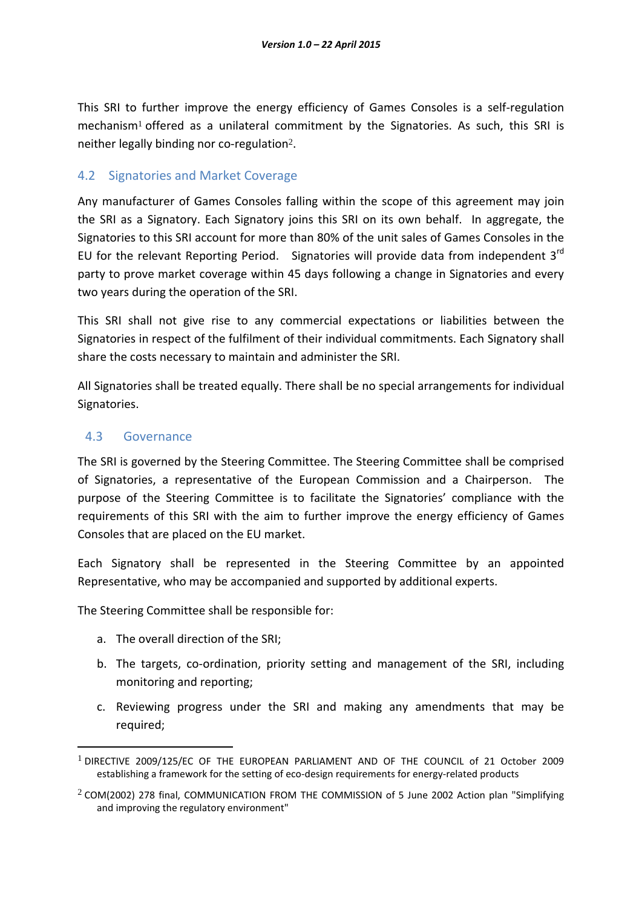This SRI to further improve the energy efficiency of Games Consoles is a self-regulation mechanism[1] offered as a unilateral commitment by the Signatories. As such, this SRI is neither legally binding nor co-regulation[2].

## 4.2 Signatories and Market Coverage

Any manufacturer of Games Consoles falling within the scope of this agreement may join the SRI as a Signatory. Each Signatory joins this SRI on its own behalf. In aggregate, the Signatories to this SRI account for more than 80% of the unit sales of Games Consoles in the EU for the relevant Reporting Period. Signatories will provide data from independent 3rd party to prove market coverage within 45 days following a change in Signatories and every two years during the operation of the SRI.

This SRI shall not give rise to any commercial expectations or liabilities between the Signatories in respect of the fulfilment of their individual commitments. Each Signatory shall share the costs necessary to maintain and administer the SRI.

All Signatories shall be treated equally. There shall be no special arrangements for individual Signatories.

## 4.3 Governance

The SRI is governed by the Steering Committee. The Steering Committee shall be comprised of Signatories, a representative of the European Commission and a Chairperson. The purpose of the Steering Committee is to facilitate the Signatories' compliance with the requirements of this SRI with the aim to further improve the energy efficiency of Games Consoles that are placed on the EU market.

Each Signatory shall be represented in the Steering Committee by an appointed Representative, who may be accompanied and supported by additional experts.

The Steering Committee shall be responsible for:

a. The overall direction of the SRI;
b. The targets, co-ordination, priority setting and management of the SRI, including monitoring and reporting;
c. Reviewing progress under the SRI and making any amendments that may be required;

[1] DIRECTIVE 2009/125/EC OF THE EUROPEAN PARLIAMENT AND OF THE COUNCIL of 21 October 2009 establishing a framework for the setting of eco-design requirements for energy-related products

[2] COM(2002) 278 final, COMMUNICATION FROM THE COMMISSION of 5 June 2002 Action plan "Simplifying and improving the regulatory environment"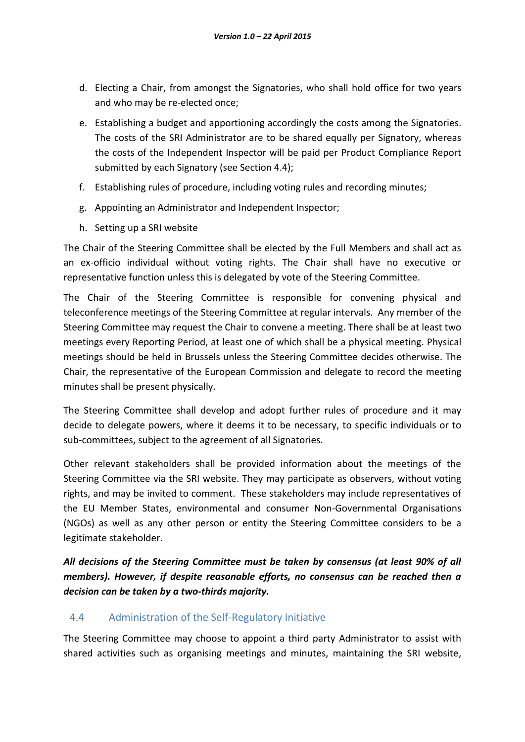d. Electing a Chair, from amongst the Signatories, who shall hold office for two years and who may be re-elected once;

e. Establishing a budget and apportioning accordingly the costs among the Signatories. The costs of the SRI Administrator are to be shared equally per Signatory, whereas the costs of the Independent Inspector will be paid per Product Compliance Report submitted by each Signatory (see Section 4.4);

f. Establishing rules of procedure, including voting rules and recording minutes;

g. Appointing an Administrator and Independent Inspector;

h. Setting up a SRI website

The Chair of the Steering Committee shall be elected by the Full Members and shall act as an ex-officio individual without voting rights. The Chair shall have no executive or representative function unless this is delegated by vote of the Steering Committee.

The Chair of the Steering Committee is responsible for convening physical and teleconference meetings of the Steering Committee at regular intervals. Any member of the Steering Committee may request the Chair to convene a meeting. There shall be at least two meetings every Reporting Period, at least one of which shall be a physical meeting. Physical meetings should be held in Brussels unless the Steering Committee decides otherwise. The Chair, the representative of the European Commission and delegate to record the meeting minutes shall be present physically.

The Steering Committee shall develop and adopt further rules of procedure and it may decide to delegate powers, where it deems it to be necessary, to specific individuals or to sub-committees, subject to the agreement of all Signatories.

Other relevant stakeholders shall be provided information about the meetings of the Steering Committee via the SRI website. They may participate as observers, without voting rights, and may be invited to comment. These stakeholders may include representatives of the EU Member States, environmental and consumer Non-Governmental Organisations (NGOs) as well as any other person or entity the Steering Committee considers to be a legitimate stakeholder.

***All decisions of the Steering Committee must be taken by consensus (at least 90% of all members). However, if despite reasonable efforts, no consensus can be reached then a decision can be taken by a two-thirds majority.***

## 4.4 Administration of the Self-Regulatory Initiative

The Steering Committee may choose to appoint a third party Administrator to assist with shared activities such as organising meetings and minutes, maintaining the SRI website,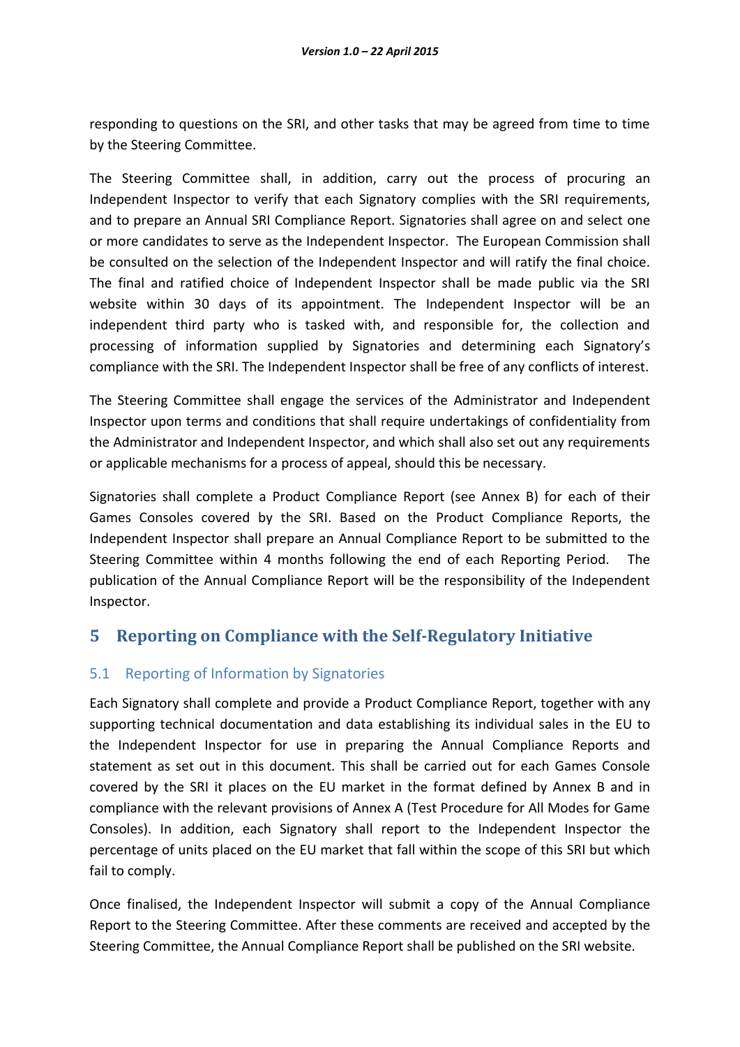responding to questions on the SRI, and other tasks that may be agreed from time to time by the Steering Committee.

The Steering Committee shall, in addition, carry out the process of procuring an Independent Inspector to verify that each Signatory complies with the SRI requirements, and to prepare an Annual SRI Compliance Report. Signatories shall agree on and select one or more candidates to serve as the Independent Inspector. The European Commission shall be consulted on the selection of the Independent Inspector and will ratify the final choice. The final and ratified choice of Independent Inspector shall be made public via the SRI website within 30 days of its appointment. The Independent Inspector will be an independent third party who is tasked with, and responsible for, the collection and processing of information supplied by Signatories and determining each Signatory's compliance with the SRI. The Independent Inspector shall be free of any conflicts of interest.

The Steering Committee shall engage the services of the Administrator and Independent Inspector upon terms and conditions that shall require undertakings of confidentiality from the Administrator and Independent Inspector, and which shall also set out any requirements or applicable mechanisms for a process of appeal, should this be necessary.

Signatories shall complete a Product Compliance Report (see Annex B) for each of their Games Consoles covered by the SRI. Based on the Product Compliance Reports, the Independent Inspector shall prepare an Annual Compliance Report to be submitted to the Steering Committee within 4 months following the end of each Reporting Period. The publication of the Annual Compliance Report will be the responsibility of the Independent Inspector.

# 5 Reporting on Compliance with the Self-Regulatory Initiative

## 5.1 Reporting of Information by Signatories

Each Signatory shall complete and provide a Product Compliance Report, together with any supporting technical documentation and data establishing its individual sales in the EU to the Independent Inspector for use in preparing the Annual Compliance Reports and statement as set out in this document. This shall be carried out for each Games Console covered by the SRI it places on the EU market in the format defined by Annex B and in compliance with the relevant provisions of Annex A (Test Procedure for All Modes for Game Consoles). In addition, each Signatory shall report to the Independent Inspector the percentage of units placed on the EU market that fall within the scope of this SRI but which fail to comply.

Once finalised, the Independent Inspector will submit a copy of the Annual Compliance Report to the Steering Committee. After these comments are received and accepted by the Steering Committee, the Annual Compliance Report shall be published on the SRI website.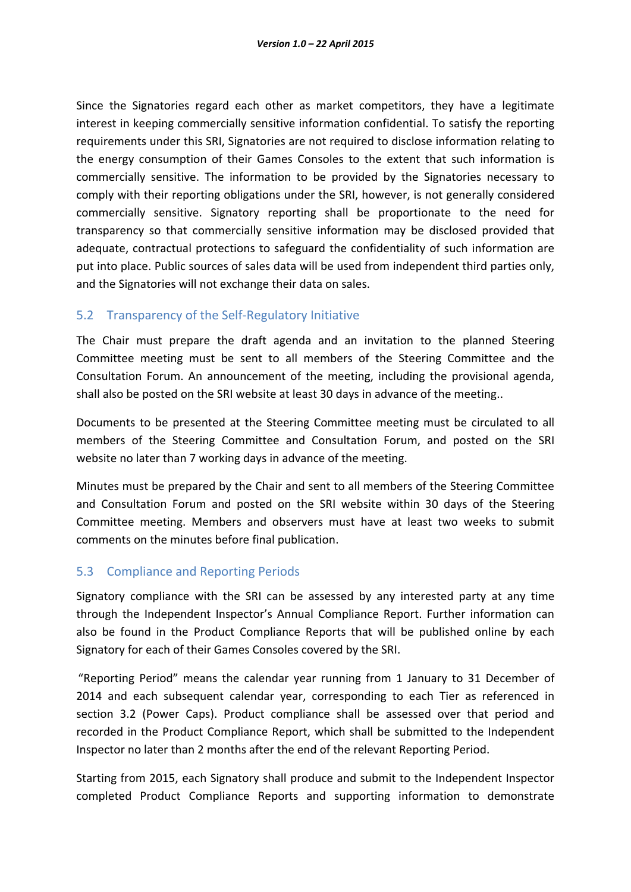Since the Signatories regard each other as market competitors, they have a legitimate interest in keeping commercially sensitive information confidential. To satisfy the reporting requirements under this SRI, Signatories are not required to disclose information relating to the energy consumption of their Games Consoles to the extent that such information is commercially sensitive. The information to be provided by the Signatories necessary to comply with their reporting obligations under the SRI, however, is not generally considered commercially sensitive. Signatory reporting shall be proportionate to the need for transparency so that commercially sensitive information may be disclosed provided that adequate, contractual protections to safeguard the confidentiality of such information are put into place. Public sources of sales data will be used from independent third parties only, and the Signatories will not exchange their data on sales.

## 5.2 Transparency of the Self-Regulatory Initiative

The Chair must prepare the draft agenda and an invitation to the planned Steering Committee meeting must be sent to all members of the Steering Committee and the Consultation Forum. An announcement of the meeting, including the provisional agenda, shall also be posted on the SRI website at least 30 days in advance of the meeting..

Documents to be presented at the Steering Committee meeting must be circulated to all members of the Steering Committee and Consultation Forum, and posted on the SRI website no later than 7 working days in advance of the meeting.

Minutes must be prepared by the Chair and sent to all members of the Steering Committee and Consultation Forum and posted on the SRI website within 30 days of the Steering Committee meeting. Members and observers must have at least two weeks to submit comments on the minutes before final publication.

## 5.3 Compliance and Reporting Periods

Signatory compliance with the SRI can be assessed by any interested party at any time through the Independent Inspector's Annual Compliance Report. Further information can also be found in the Product Compliance Reports that will be published online by each Signatory for each of their Games Consoles covered by the SRI.

"Reporting Period" means the calendar year running from 1 January to 31 December of 2014 and each subsequent calendar year, corresponding to each Tier as referenced in section 3.2 (Power Caps). Product compliance shall be assessed over that period and recorded in the Product Compliance Report, which shall be submitted to the Independent Inspector no later than 2 months after the end of the relevant Reporting Period.

Starting from 2015, each Signatory shall produce and submit to the Independent Inspector completed Product Compliance Reports and supporting information to demonstrate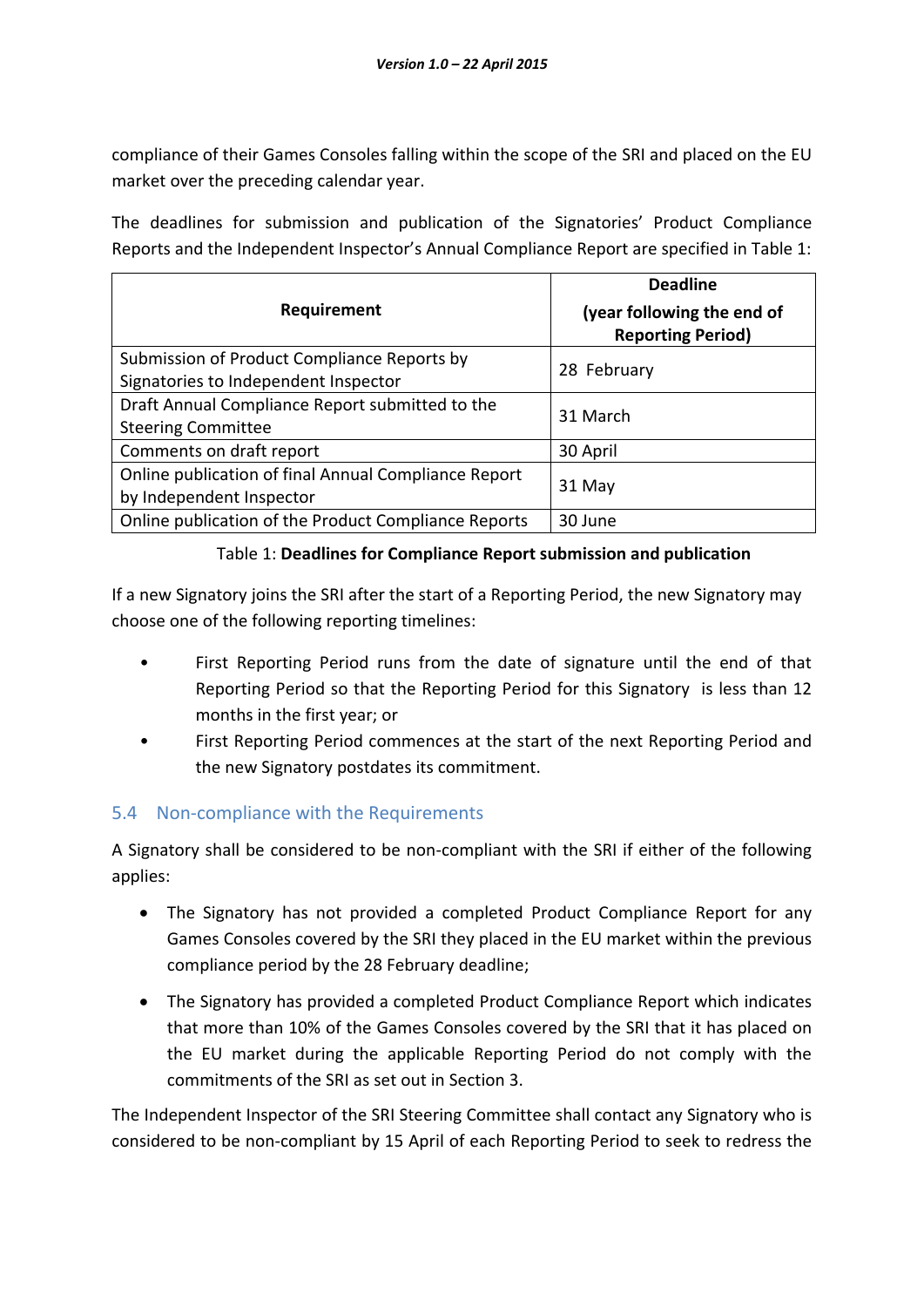compliance of their Games Consoles falling within the scope of the SRI and placed on the EU market over the preceding calendar year.

The deadlines for submission and publication of the Signatories' Product Compliance Reports and the Independent Inspector's Annual Compliance Report are specified in Table 1:

| Requirement | Deadline (year following the end of Reporting Period) |
|---|---|
| Submission of Product Compliance Reports by Signatories to Independent Inspector | 28 February |
| Draft Annual Compliance Report submitted to the Steering Committee | 31 March |
| Comments on draft report | 30 April |
| Online publication of final Annual Compliance Report by Independent Inspector | 31 May |
| Online publication of the Product Compliance Reports | 30 June |

Table 1: **Deadlines for Compliance Report submission and publication**

If a new Signatory joins the SRI after the start of a Reporting Period, the new Signatory may choose one of the following reporting timelines:

- First Reporting Period runs from the date of signature until the end of that Reporting Period so that the Reporting Period for this Signatory is less than 12 months in the first year; or
- First Reporting Period commences at the start of the next Reporting Period and the new Signatory postdates its commitment.

## 5.4 Non-compliance with the Requirements

A Signatory shall be considered to be non-compliant with the SRI if either of the following applies:

- The Signatory has not provided a completed Product Compliance Report for any Games Consoles covered by the SRI they placed in the EU market within the previous compliance period by the 28 February deadline;
- The Signatory has provided a completed Product Compliance Report which indicates that more than 10% of the Games Consoles covered by the SRI that it has placed on the EU market during the applicable Reporting Period do not comply with the commitments of the SRI as set out in Section 3.

The Independent Inspector of the SRI Steering Committee shall contact any Signatory who is considered to be non-compliant by 15 April of each Reporting Period to seek to redress the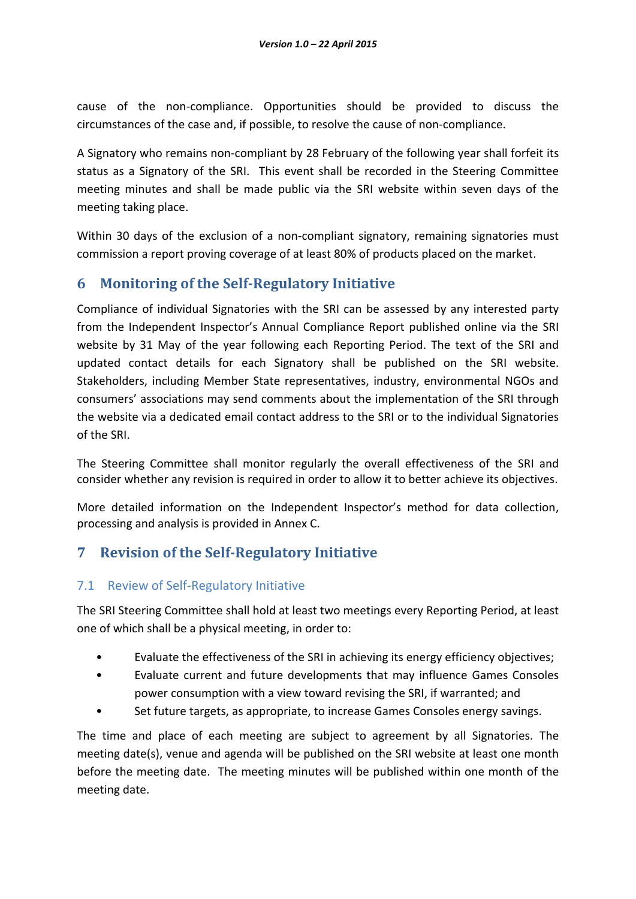cause of the non-compliance. Opportunities should be provided to discuss the circumstances of the case and, if possible, to resolve the cause of non-compliance.

A Signatory who remains non-compliant by 28 February of the following year shall forfeit its status as a Signatory of the SRI. This event shall be recorded in the Steering Committee meeting minutes and shall be made public via the SRI website within seven days of the meeting taking place.

Within 30 days of the exclusion of a non-compliant signatory, remaining signatories must commission a report proving coverage of at least 80% of products placed on the market.

# 6 Monitoring of the Self-Regulatory Initiative

Compliance of individual Signatories with the SRI can be assessed by any interested party from the Independent Inspector's Annual Compliance Report published online via the SRI website by 31 May of the year following each Reporting Period. The text of the SRI and updated contact details for each Signatory shall be published on the SRI website. Stakeholders, including Member State representatives, industry, environmental NGOs and consumers' associations may send comments about the implementation of the SRI through the website via a dedicated email contact address to the SRI or to the individual Signatories of the SRI.

The Steering Committee shall monitor regularly the overall effectiveness of the SRI and consider whether any revision is required in order to allow it to better achieve its objectives.

More detailed information on the Independent Inspector's method for data collection, processing and analysis is provided in Annex C.

# 7 Revision of the Self-Regulatory Initiative

## 7.1 Review of Self-Regulatory Initiative

The SRI Steering Committee shall hold at least two meetings every Reporting Period, at least one of which shall be a physical meeting, in order to:

- Evaluate the effectiveness of the SRI in achieving its energy efficiency objectives;
- Evaluate current and future developments that may influence Games Consoles power consumption with a view toward revising the SRI, if warranted; and
- Set future targets, as appropriate, to increase Games Consoles energy savings.

The time and place of each meeting are subject to agreement by all Signatories. The meeting date(s), venue and agenda will be published on the SRI website at least one month before the meeting date. The meeting minutes will be published within one month of the meeting date.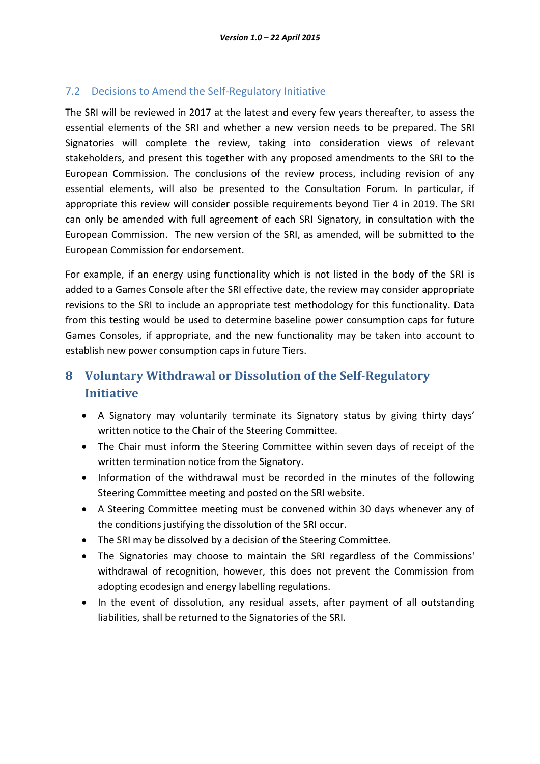### 7.2 Decisions to Amend the Self-Regulatory Initiative

The SRI will be reviewed in 2017 at the latest and every few years thereafter, to assess the essential elements of the SRI and whether a new version needs to be prepared. The SRI Signatories will complete the review, taking into consideration views of relevant stakeholders, and present this together with any proposed amendments to the SRI to the European Commission. The conclusions of the review process, including revision of any essential elements, will also be presented to the Consultation Forum. In particular, if appropriate this review will consider possible requirements beyond Tier 4 in 2019. The SRI can only be amended with full agreement of each SRI Signatory, in consultation with the European Commission. The new version of the SRI, as amended, will be submitted to the European Commission for endorsement.

For example, if an energy using functionality which is not listed in the body of the SRI is added to a Games Console after the SRI effective date, the review may consider appropriate revisions to the SRI to include an appropriate test methodology for this functionality. Data from this testing would be used to determine baseline power consumption caps for future Games Consoles, if appropriate, and the new functionality may be taken into account to establish new power consumption caps in future Tiers.

## 8 Voluntary Withdrawal or Dissolution of the Self-Regulatory Initiative

- A Signatory may voluntarily terminate its Signatory status by giving thirty days' written notice to the Chair of the Steering Committee.
- The Chair must inform the Steering Committee within seven days of receipt of the written termination notice from the Signatory.
- Information of the withdrawal must be recorded in the minutes of the following Steering Committee meeting and posted on the SRI website.
- A Steering Committee meeting must be convened within 30 days whenever any of the conditions justifying the dissolution of the SRI occur.
- The SRI may be dissolved by a decision of the Steering Committee.
- The Signatories may choose to maintain the SRI regardless of the Commissions' withdrawal of recognition, however, this does not prevent the Commission from adopting ecodesign and energy labelling regulations.
- In the event of dissolution, any residual assets, after payment of all outstanding liabilities, shall be returned to the Signatories of the SRI.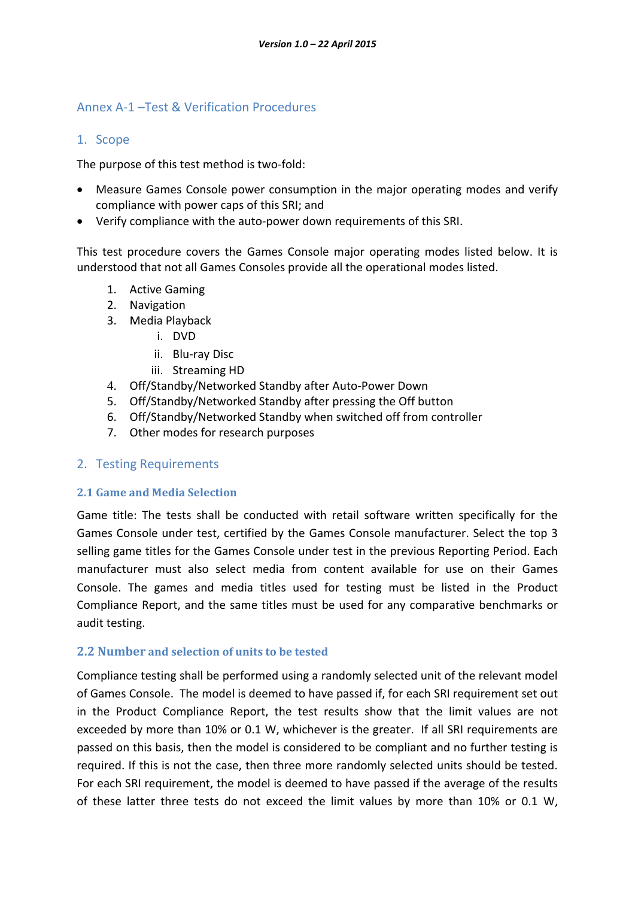## Annex A-1 –Test & Verification Procedures

### 1. Scope

The purpose of this test method is two-fold:

- Measure Games Console power consumption in the major operating modes and verify compliance with power caps of this SRI; and
- Verify compliance with the auto-power down requirements of this SRI.

This test procedure covers the Games Console major operating modes listed below. It is understood that not all Games Consoles provide all the operational modes listed.

1. Active Gaming
2. Navigation
3. Media Playback
   i. DVD
   ii. Blu-ray Disc
   iii. Streaming HD
4. Off/Standby/Networked Standby after Auto-Power Down
5. Off/Standby/Networked Standby after pressing the Off button
6. Off/Standby/Networked Standby when switched off from controller
7. Other modes for research purposes

### 2. Testing Requirements

#### 2.1 Game and Media Selection

Game title: The tests shall be conducted with retail software written specifically for the Games Console under test, certified by the Games Console manufacturer. Select the top 3 selling game titles for the Games Console under test in the previous Reporting Period. Each manufacturer must also select media from content available for use on their Games Console. The games and media titles used for testing must be listed in the Product Compliance Report, and the same titles must be used for any comparative benchmarks or audit testing.

#### 2.2 Number and selection of units to be tested

Compliance testing shall be performed using a randomly selected unit of the relevant model of Games Console. The model is deemed to have passed if, for each SRI requirement set out in the Product Compliance Report, the test results show that the limit values are not exceeded by more than 10% or 0.1 W, whichever is the greater. If all SRI requirements are passed on this basis, then the model is considered to be compliant and no further testing is required. If this is not the case, then three more randomly selected units should be tested. For each SRI requirement, the model is deemed to have passed if the average of the results of these latter three tests do not exceed the limit values by more than 10% or 0.1 W,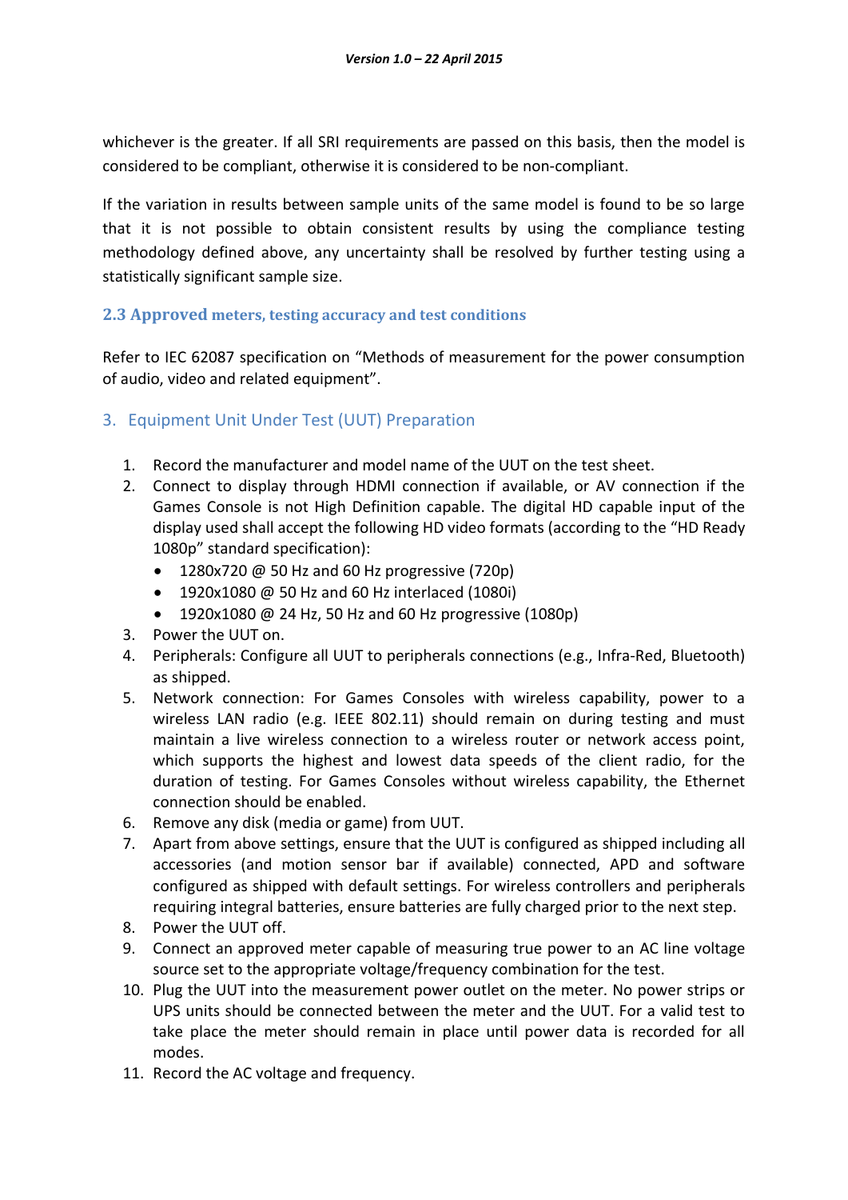whichever is the greater. If all SRI requirements are passed on this basis, then the model is considered to be compliant, otherwise it is considered to be non-compliant.

If the variation in results between sample units of the same model is found to be so large that it is not possible to obtain consistent results by using the compliance testing methodology defined above, any uncertainty shall be resolved by further testing using a statistically significant sample size.

### 2.3 Approved meters, testing accuracy and test conditions

Refer to IEC 62087 specification on "Methods of measurement for the power consumption of audio, video and related equipment".

## 3. Equipment Unit Under Test (UUT) Preparation

1. Record the manufacturer and model name of the UUT on the test sheet.
2. Connect to display through HDMI connection if available, or AV connection if the Games Console is not High Definition capable. The digital HD capable input of the display used shall accept the following HD video formats (according to the "HD Ready 1080p" standard specification):
   - 1280x720 @ 50 Hz and 60 Hz progressive (720p)
   - 1920x1080 @ 50 Hz and 60 Hz interlaced (1080i)
   - 1920x1080 @ 24 Hz, 50 Hz and 60 Hz progressive (1080p)
3. Power the UUT on.
4. Peripherals: Configure all UUT to peripherals connections (e.g., Infra-Red, Bluetooth) as shipped.
5. Network connection: For Games Consoles with wireless capability, power to a wireless LAN radio (e.g. IEEE 802.11) should remain on during testing and must maintain a live wireless connection to a wireless router or network access point, which supports the highest and lowest data speeds of the client radio, for the duration of testing. For Games Consoles without wireless capability, the Ethernet connection should be enabled.
6. Remove any disk (media or game) from UUT.
7. Apart from above settings, ensure that the UUT is configured as shipped including all accessories (and motion sensor bar if available) connected, APD and software configured as shipped with default settings. For wireless controllers and peripherals requiring integral batteries, ensure batteries are fully charged prior to the next step.
8. Power the UUT off.
9. Connect an approved meter capable of measuring true power to an AC line voltage source set to the appropriate voltage/frequency combination for the test.
10. Plug the UUT into the measurement power outlet on the meter. No power strips or UPS units should be connected between the meter and the UUT. For a valid test to take place the meter should remain in place until power data is recorded for all modes.
11. Record the AC voltage and frequency.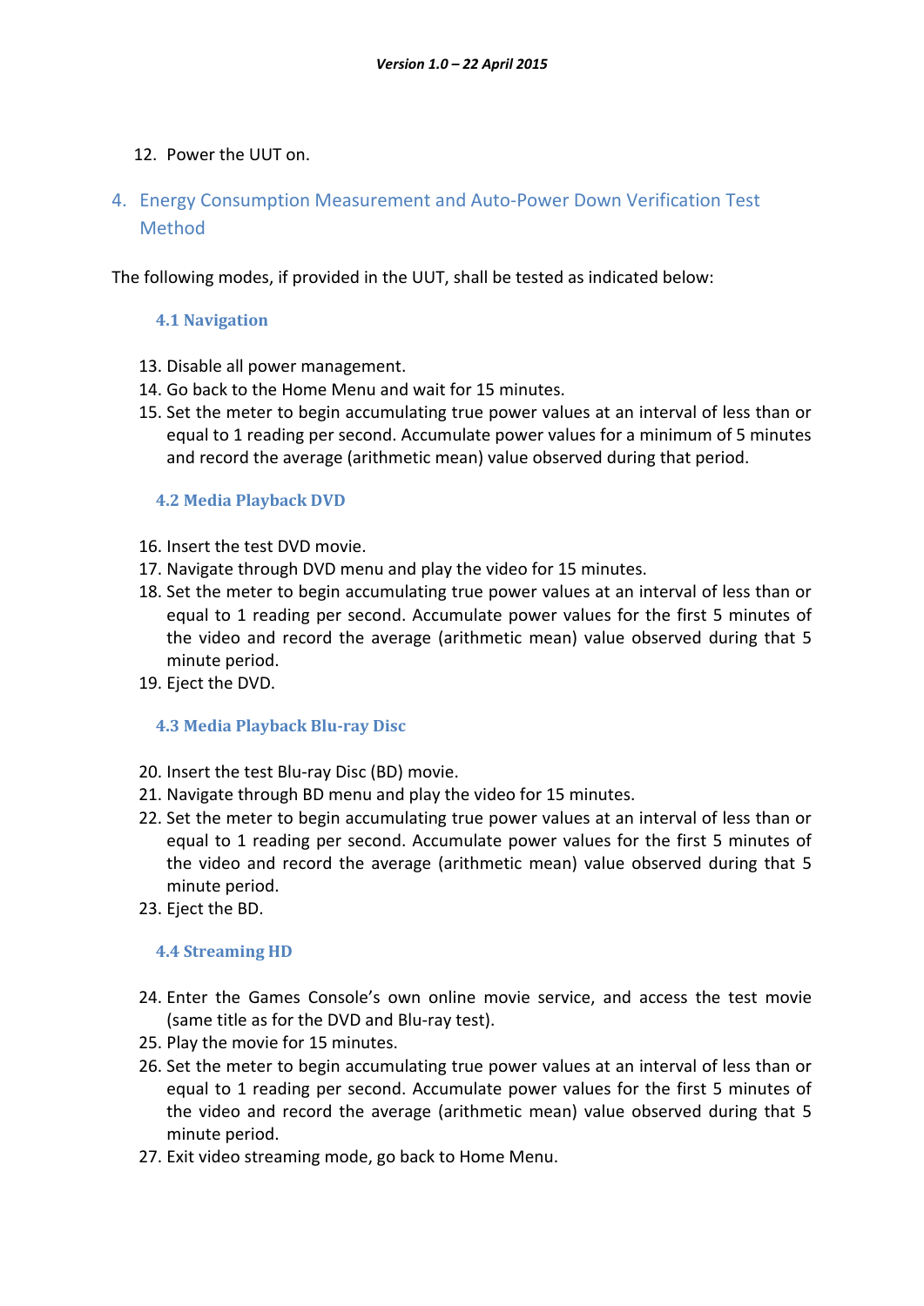12. Power the UUT on.

# 4. Energy Consumption Measurement and Auto-Power Down Verification Test Method

The following modes, if provided in the UUT, shall be tested as indicated below:

### 4.1 Navigation

13. Disable all power management.
14. Go back to the Home Menu and wait for 15 minutes.
15. Set the meter to begin accumulating true power values at an interval of less than or equal to 1 reading per second. Accumulate power values for a minimum of 5 minutes and record the average (arithmetic mean) value observed during that period.

### 4.2 Media Playback DVD

16. Insert the test DVD movie.
17. Navigate through DVD menu and play the video for 15 minutes.
18. Set the meter to begin accumulating true power values at an interval of less than or equal to 1 reading per second. Accumulate power values for the first 5 minutes of the video and record the average (arithmetic mean) value observed during that 5 minute period.
19. Eject the DVD.

### 4.3 Media Playback Blu-ray Disc

20. Insert the test Blu-ray Disc (BD) movie.
21. Navigate through BD menu and play the video for 15 minutes.
22. Set the meter to begin accumulating true power values at an interval of less than or equal to 1 reading per second. Accumulate power values for the first 5 minutes of the video and record the average (arithmetic mean) value observed during that 5 minute period.
23. Eject the BD.

### 4.4 Streaming HD

24. Enter the Games Console's own online movie service, and access the test movie (same title as for the DVD and Blu-ray test).
25. Play the movie for 15 minutes.
26. Set the meter to begin accumulating true power values at an interval of less than or equal to 1 reading per second. Accumulate power values for the first 5 minutes of the video and record the average (arithmetic mean) value observed during that 5 minute period.
27. Exit video streaming mode, go back to Home Menu.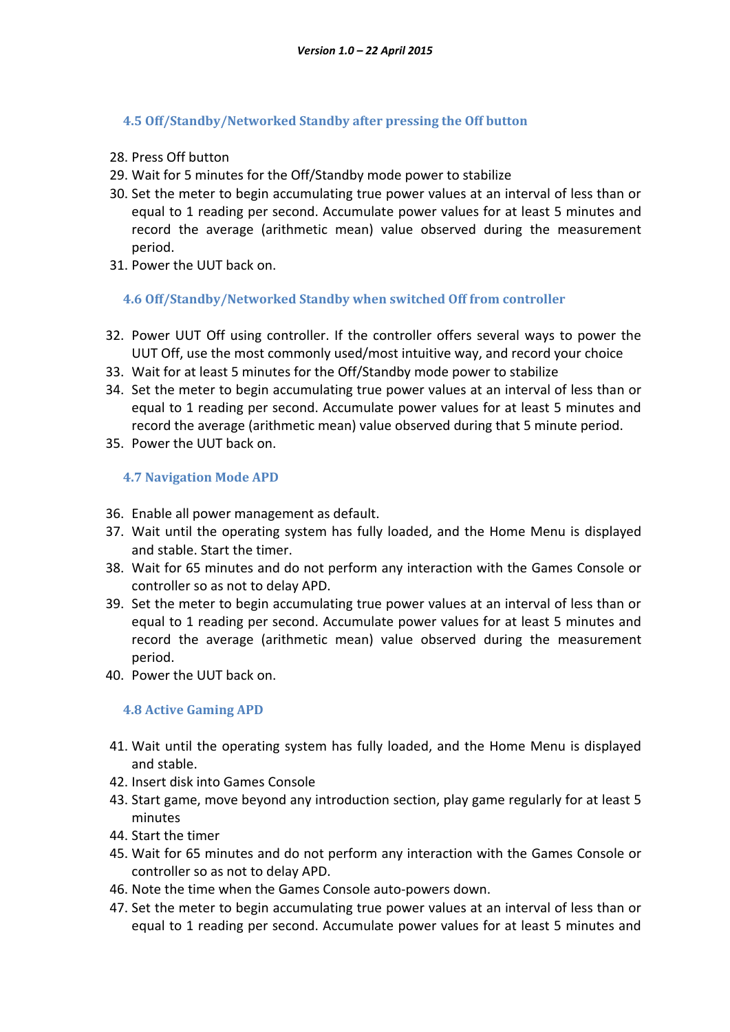### 4.5 Off/Standby/Networked Standby after pressing the Off button

28. Press Off button
29. Wait for 5 minutes for the Off/Standby mode power to stabilize
30. Set the meter to begin accumulating true power values at an interval of less than or equal to 1 reading per second. Accumulate power values for at least 5 minutes and record the average (arithmetic mean) value observed during the measurement period.
31. Power the UUT back on.

### 4.6 Off/Standby/Networked Standby when switched Off from controller

32. Power UUT Off using controller. If the controller offers several ways to power the UUT Off, use the most commonly used/most intuitive way, and record your choice
33. Wait for at least 5 minutes for the Off/Standby mode power to stabilize
34. Set the meter to begin accumulating true power values at an interval of less than or equal to 1 reading per second. Accumulate power values for at least 5 minutes and record the average (arithmetic mean) value observed during that 5 minute period.
35. Power the UUT back on.

### 4.7 Navigation Mode APD

36. Enable all power management as default.
37. Wait until the operating system has fully loaded, and the Home Menu is displayed and stable. Start the timer.
38. Wait for 65 minutes and do not perform any interaction with the Games Console or controller so as not to delay APD.
39. Set the meter to begin accumulating true power values at an interval of less than or equal to 1 reading per second. Accumulate power values for at least 5 minutes and record the average (arithmetic mean) value observed during the measurement period.
40. Power the UUT back on.

### 4.8 Active Gaming APD

41. Wait until the operating system has fully loaded, and the Home Menu is displayed and stable.
42. Insert disk into Games Console
43. Start game, move beyond any introduction section, play game regularly for at least 5 minutes
44. Start the timer
45. Wait for 65 minutes and do not perform any interaction with the Games Console or controller so as not to delay APD.
46. Note the time when the Games Console auto-powers down.
47. Set the meter to begin accumulating true power values at an interval of less than or equal to 1 reading per second. Accumulate power values for at least 5 minutes and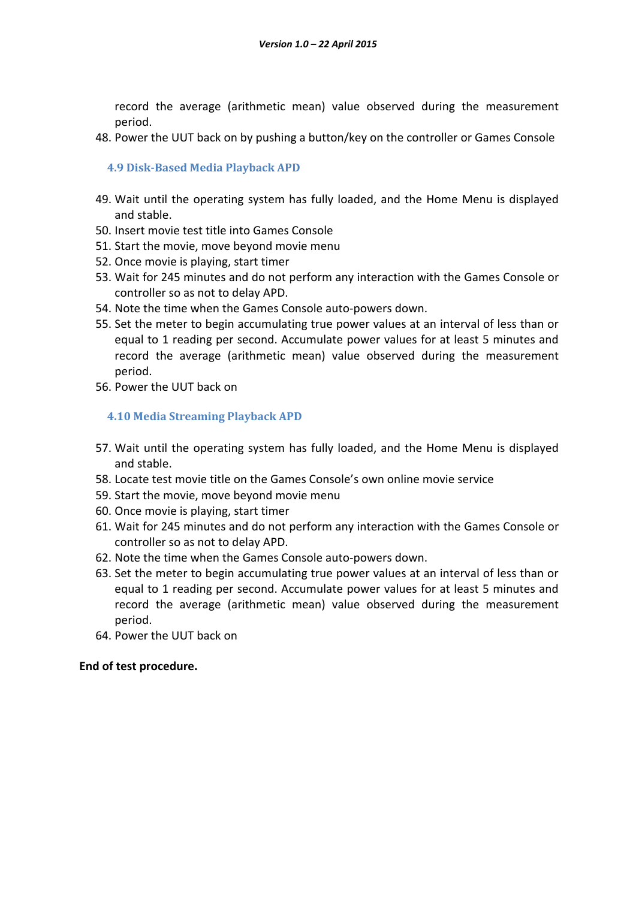record the average (arithmetic mean) value observed during the measurement period.

48. Power the UUT back on by pushing a button/key on the controller or Games Console

### 4.9 Disk-Based Media Playback APD

49. Wait until the operating system has fully loaded, and the Home Menu is displayed and stable.
50. Insert movie test title into Games Console
51. Start the movie, move beyond movie menu
52. Once movie is playing, start timer
53. Wait for 245 minutes and do not perform any interaction with the Games Console or controller so as not to delay APD.
54. Note the time when the Games Console auto-powers down.
55. Set the meter to begin accumulating true power values at an interval of less than or equal to 1 reading per second. Accumulate power values for at least 5 minutes and record the average (arithmetic mean) value observed during the measurement period.
56. Power the UUT back on

### 4.10 Media Streaming Playback APD

57. Wait until the operating system has fully loaded, and the Home Menu is displayed and stable.
58. Locate test movie title on the Games Console's own online movie service
59. Start the movie, move beyond movie menu
60. Once movie is playing, start timer
61. Wait for 245 minutes and do not perform any interaction with the Games Console or controller so as not to delay APD.
62. Note the time when the Games Console auto-powers down.
63. Set the meter to begin accumulating true power values at an interval of less than or equal to 1 reading per second. Accumulate power values for at least 5 minutes and record the average (arithmetic mean) value observed during the measurement period.
64. Power the UUT back on

**End of test procedure.**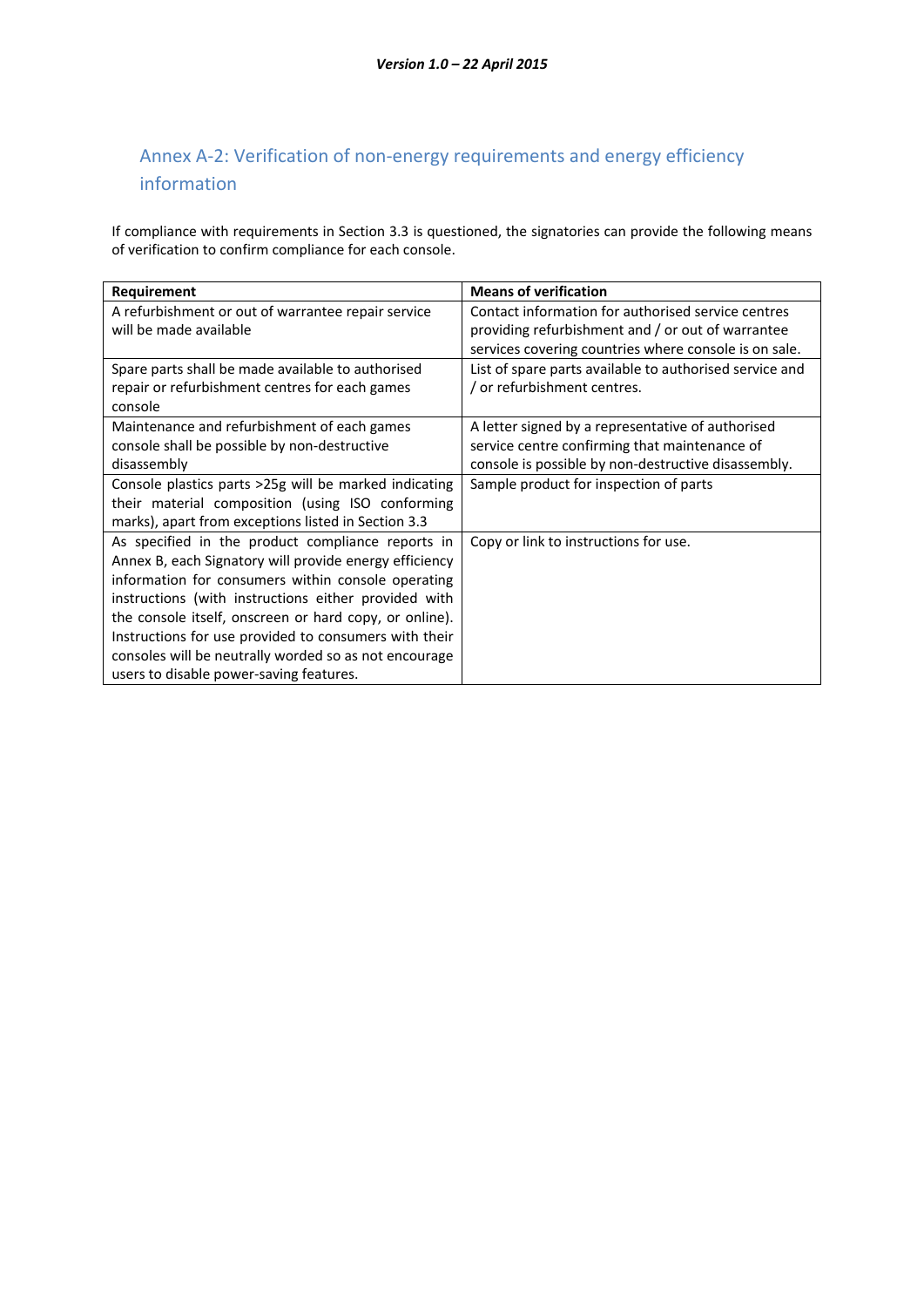## Annex A-2: Verification of non-energy requirements and energy efficiency information

If compliance with requirements in Section 3.3 is questioned, the signatories can provide the following means of verification to confirm compliance for each console.

| Requirement | Means of verification |
|---|---|
| A refurbishment or out of warrantee repair service will be made available | Contact information for authorised service centres providing refurbishment and / or out of warrantee services covering countries where console is on sale. |
| Spare parts shall be made available to authorised repair or refurbishment centres for each games console | List of spare parts available to authorised service and / or refurbishment centres. |
| Maintenance and refurbishment of each games console shall be possible by non-destructive disassembly | A letter signed by a representative of authorised service centre confirming that maintenance of console is possible by non-destructive disassembly. |
| Console plastics parts >25g will be marked indicating their material composition (using ISO conforming marks), apart from exceptions listed in Section 3.3 | Sample product for inspection of parts |
| As specified in the product compliance reports in Annex B, each Signatory will provide energy efficiency information for consumers within console operating instructions (with instructions either provided with the console itself, onscreen or hard copy, or online). Instructions for use provided to consumers with their consoles will be neutrally worded so as not encourage users to disable power-saving features. | Copy or link to instructions for use. |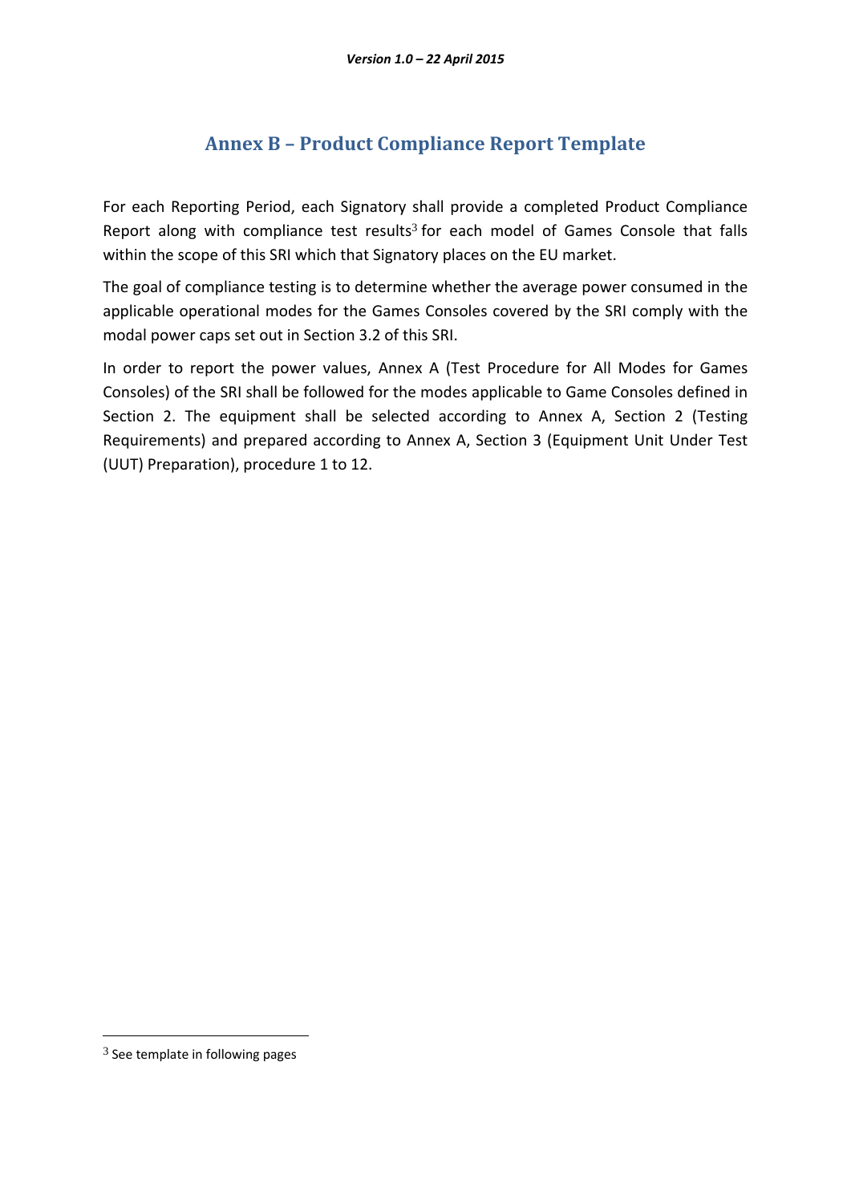## Annex B – Product Compliance Report Template

For each Reporting Period, each Signatory shall provide a completed Product Compliance Report along with compliance test results[3] for each model of Games Console that falls within the scope of this SRI which that Signatory places on the EU market.

The goal of compliance testing is to determine whether the average power consumed in the applicable operational modes for the Games Consoles covered by the SRI comply with the modal power caps set out in Section 3.2 of this SRI.

In order to report the power values, Annex A (Test Procedure for All Modes for Games Consoles) of the SRI shall be followed for the modes applicable to Game Consoles defined in Section 2. The equipment shall be selected according to Annex A, Section 2 (Testing Requirements) and prepared according to Annex A, Section 3 (Equipment Unit Under Test (UUT) Preparation), procedure 1 to 12.

[3] See template in following pages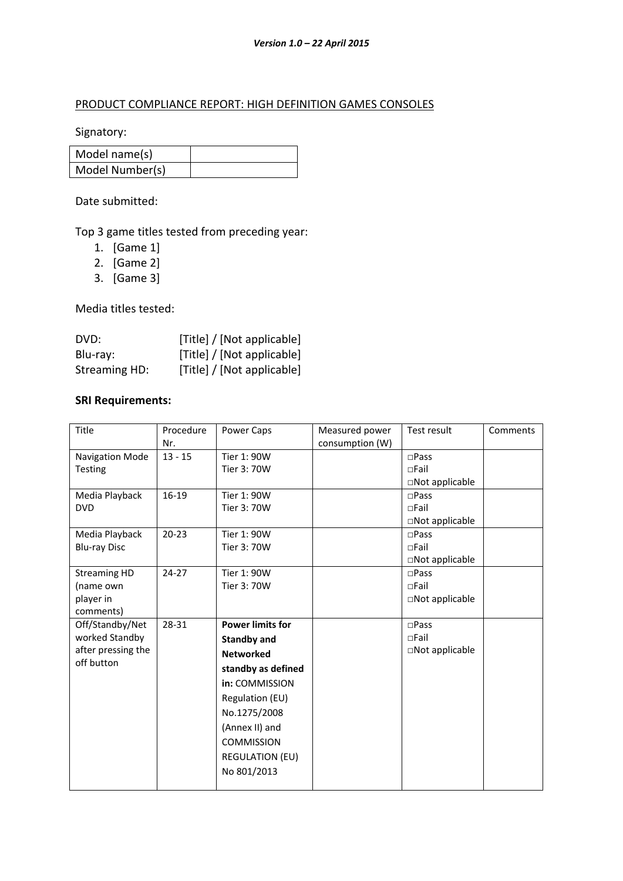*Version 1.0 – 22 April 2015*

PRODUCT COMPLIANCE REPORT: HIGH DEFINITION GAMES CONSOLES

Signatory:

| | |
|---|---|
| Model name(s) | |
| Model Number(s) | |

Date submitted:

Top 3 game titles tested from preceding year:

1. [Game 1]
2. [Game 2]
3. [Game 3]

Media titles tested:

DVD: [Title] / [Not applicable]
Blu-ray: [Title] / [Not applicable]
Streaming HD: [Title] / [Not applicable]

**SRI Requirements:**

| Title | Procedure Nr. | Power Caps | Measured power consumption (W) | Test result | Comments |
|---|---|---|---|---|---|
| Navigation Mode Testing | 13 - 15 | Tier 1: 90W<br>Tier 3: 70W | | □Pass<br>□Fail<br>□Not applicable | |
| Media Playback DVD | 16-19 | Tier 1: 90W<br>Tier 3: 70W | | □Pass<br>□Fail<br>□Not applicable | |
| Media Playback Blu-ray Disc | 20-23 | Tier 1: 90W<br>Tier 3: 70W | | □Pass<br>□Fail<br>□Not applicable | |
| Streaming HD (name own player in comments) | 24-27 | Tier 1: 90W<br>Tier 3: 70W | | □Pass<br>□Fail<br>□Not applicable | |
| Off/Standby/Networked Standby after pressing the off button | 28-31 | **Power limits for Standby and Networked standby as defined in:** COMMISSION Regulation (EU) No.1275/2008 (Annex II) and COMMISSION REGULATION (EU) No 801/2013 | | □Pass<br>□Fail<br>□Not applicable | |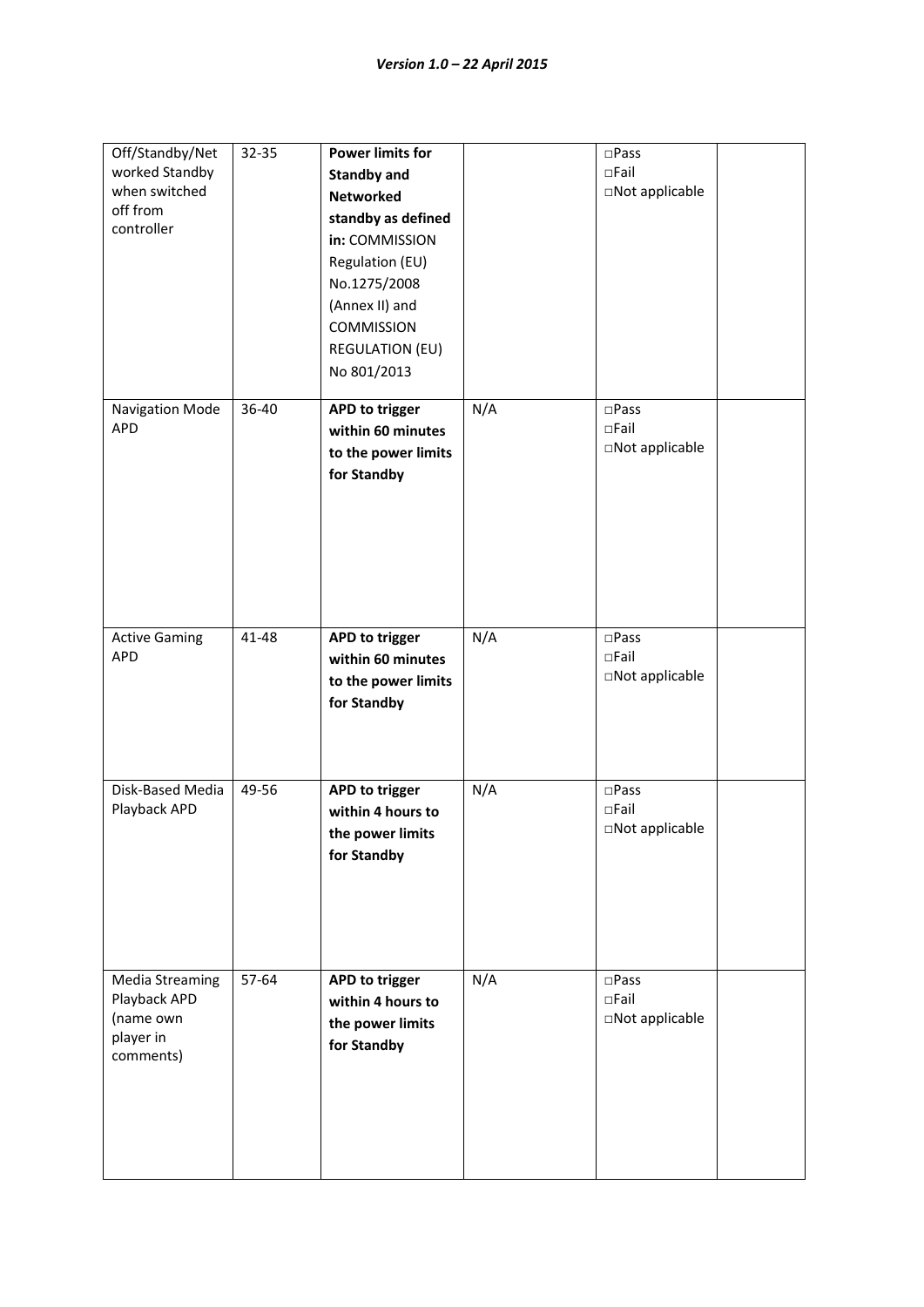| | | | | | |
|---|---|---|---|---|---|
| Off/Standby/Networked Standby when switched off from controller | 32-35 | **Power limits for Standby and Networked standby as defined in:** COMMISSION Regulation (EU) No.1275/2008 (Annex II) and COMMISSION REGULATION (EU) No 801/2013 | | □Pass<br>□Fail<br>□Not applicable | |
| Navigation Mode APD | 36-40 | **APD to trigger within 60 minutes to the power limits for Standby** | N/A | □Pass<br>□Fail<br>□Not applicable | |
| Active Gaming APD | 41-48 | **APD to trigger within 60 minutes to the power limits for Standby** | N/A | □Pass<br>□Fail<br>□Not applicable | |
| Disk-Based Media Playback APD | 49-56 | **APD to trigger within 4 hours to the power limits for Standby** | N/A | □Pass<br>□Fail<br>□Not applicable | |
| Media Streaming Playback APD (name own player in comments) | 57-64 | **APD to trigger within 4 hours to the power limits for Standby** | N/A | □Pass<br>□Fail<br>□Not applicable | |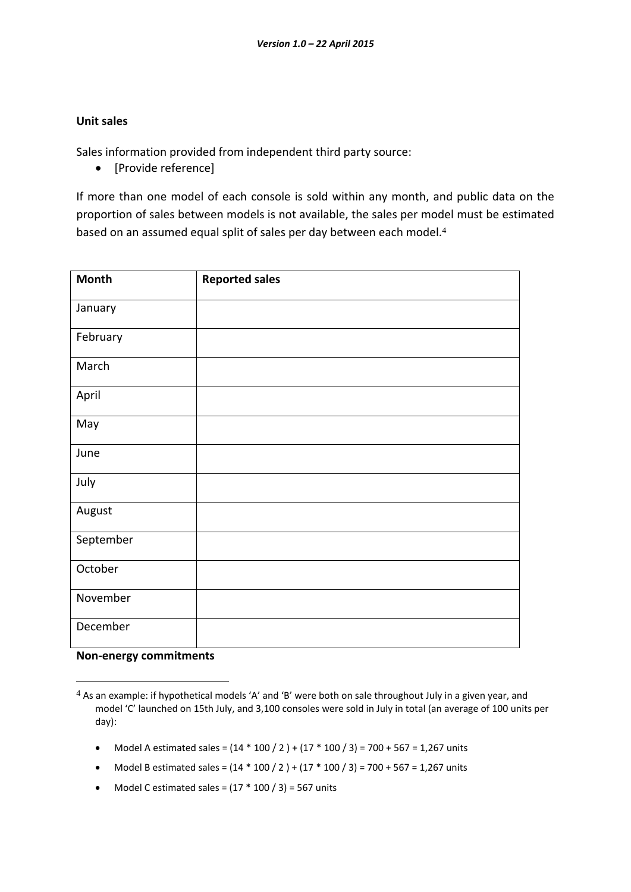**Unit sales**

Sales information provided from independent third party source:

- [Provide reference]

If more than one model of each console is sold within any month, and public data on the proportion of sales between models is not available, the sales per model must be estimated based on an assumed equal split of sales per day between each model.[4]

| Month | Reported sales |
|---|---|
| January | |
| February | |
| March | |
| April | |
| May | |
| June | |
| July | |
| August | |
| September | |
| October | |
| November | |
| December | |

**Non-energy commitments**

---

[4] As an example: if hypothetical models 'A' and 'B' were both on sale throughout July in a given year, and model 'C' launched on 15th July, and 3,100 consoles were sold in July in total (an average of 100 units per day):

- Model A estimated sales = (14 * 100 / 2 ) + (17 * 100 / 3) = 700 + 567 = 1,267 units
- Model B estimated sales = (14 * 100 / 2 ) + (17 * 100 / 3) = 700 + 567 = 1,267 units
- Model C estimated sales = (17 * 100 / 3) = 567 units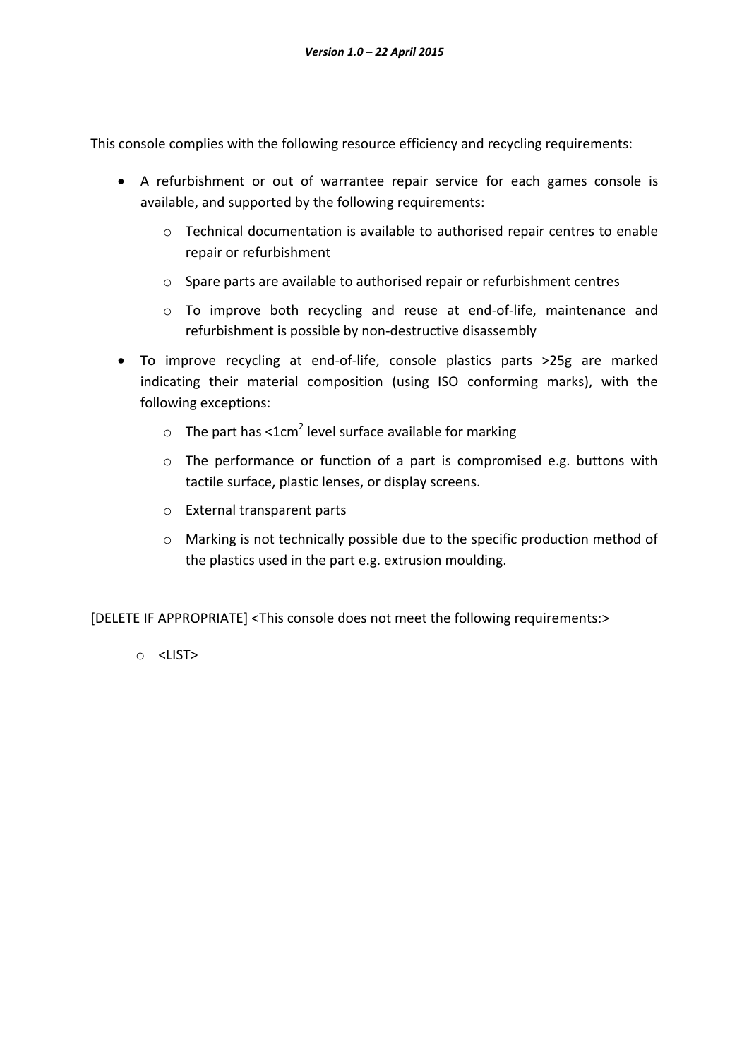This console complies with the following resource efficiency and recycling requirements:

- A refurbishment or out of warrantee repair service for each games console is available, and supported by the following requirements:
  - Technical documentation is available to authorised repair centres to enable repair or refurbishment
  - Spare parts are available to authorised repair or refurbishment centres
  - To improve both recycling and reuse at end-of-life, maintenance and refurbishment is possible by non-destructive disassembly
- To improve recycling at end-of-life, console plastics parts >25g are marked indicating their material composition (using ISO conforming marks), with the following exceptions:
  - The part has <1cm$^2$ level surface available for marking
  - The performance or function of a part is compromised e.g. buttons with tactile surface, plastic lenses, or display screens.
  - External transparent parts
  - Marking is not technically possible due to the specific production method of the plastics used in the part e.g. extrusion moulding.

[DELETE IF APPROPRIATE] <This console does not meet the following requirements:>

- <LIST>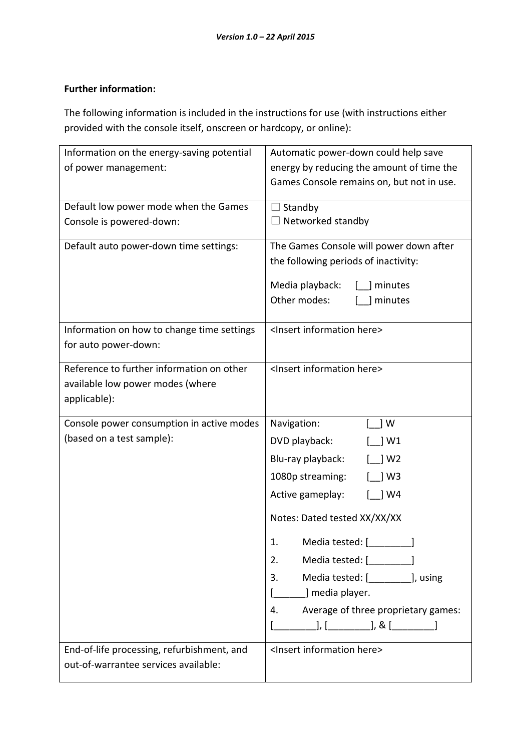**Further information:**

The following information is included in the instructions for use (with instructions either provided with the console itself, onscreen or hardcopy, or online):

| | |
|---|---|
| Information on the energy-saving potential of power management: | Automatic power-down could help save energy by reducing the amount of time the Games Console remains on, but not in use. |
| Default low power mode when the Games Console is powered-down: | ☐ Standby<br>☐ Networked standby |
| Default auto power-down time settings: | The Games Console will power down after the following periods of inactivity:<br><br>Media playback: [__] minutes<br>Other modes: [__] minutes |
| Information on how to change time settings for auto power-down: | <Insert information here> |
| Reference to further information on other available low power modes (where applicable): | <Insert information here> |
| Console power consumption in active modes (based on a test sample): | Navigation: [__] W<br>DVD playback: [__] W1<br>Blu-ray playback: [__] W2<br>1080p streaming: [__] W3<br>Active gameplay: [__] W4<br><br>Notes: Dated tested XX/XX/XX<br><br>1. Media tested: [________]<br>2. Media tested: [________]<br>3. Media tested: [________], using [______] media player.<br>4. Average of three proprietary games: [________], [________], & [________] |
| End-of-life processing, refurbishment, and out-of-warrantee services available: | <Insert information here> |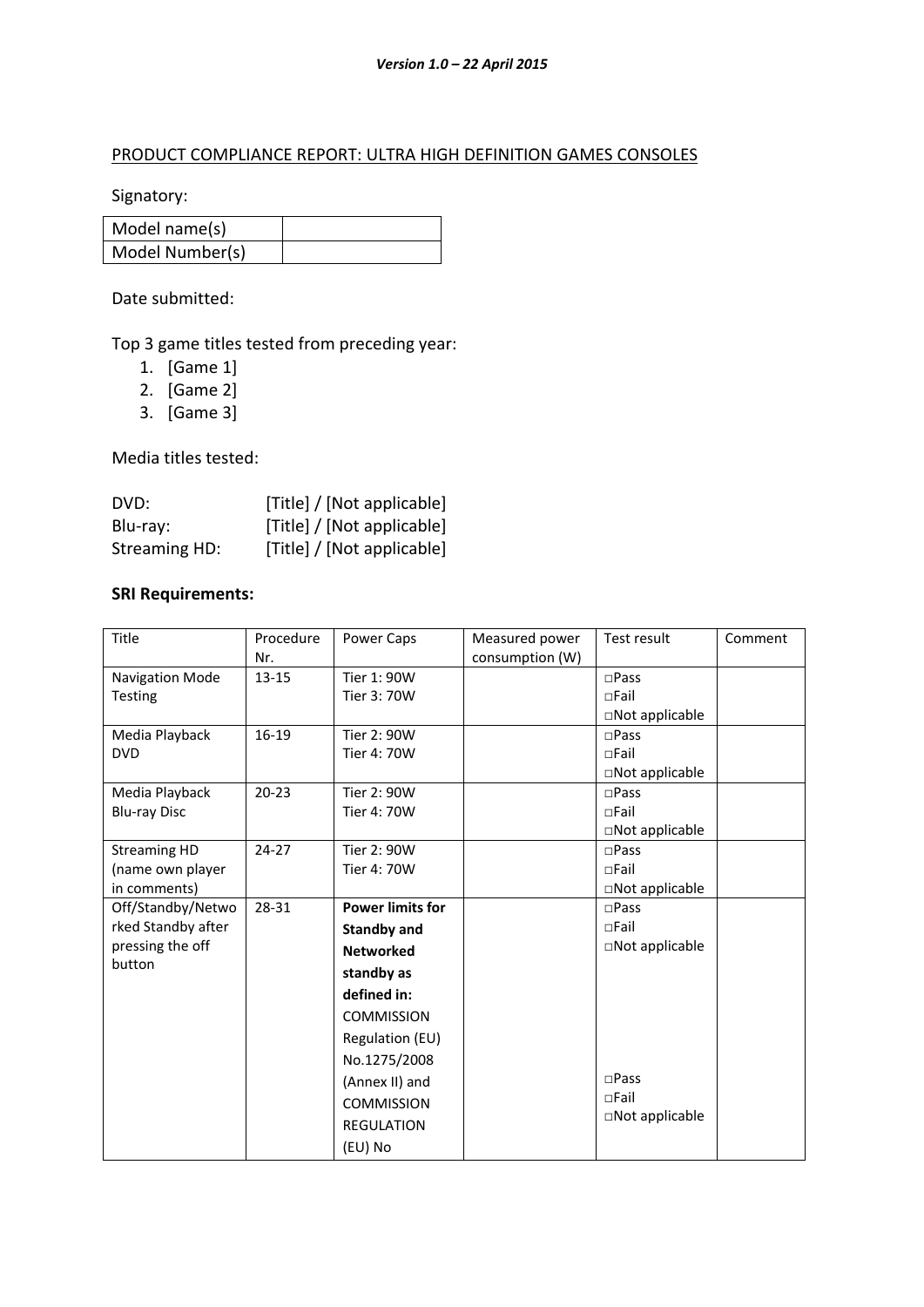*Version 1.0 – 22 April 2015*

PRODUCT COMPLIANCE REPORT: ULTRA HIGH DEFINITION GAMES CONSOLES

Signatory:

| | |
|---|---|
| Model name(s) | |
| Model Number(s) | |

Date submitted:

Top 3 game titles tested from preceding year:

1. [Game 1]
2. [Game 2]
3. [Game 3]

Media titles tested:

DVD: [Title] / [Not applicable]
Blu-ray: [Title] / [Not applicable]
Streaming HD: [Title] / [Not applicable]

**SRI Requirements:**

| Title | Procedure Nr. | Power Caps | Measured power consumption (W) | Test result | Comment |
|---|---|---|---|---|---|
| Navigation Mode Testing | 13-15 | Tier 1: 90W<br>Tier 3: 70W | | □Pass<br>□Fail<br>□Not applicable | |
| Media Playback DVD | 16-19 | Tier 2: 90W<br>Tier 4: 70W | | □Pass<br>□Fail<br>□Not applicable | |
| Media Playback Blu-ray Disc | 20-23 | Tier 2: 90W<br>Tier 4: 70W | | □Pass<br>□Fail<br>□Not applicable | |
| Streaming HD (name own player in comments) | 24-27 | Tier 2: 90W<br>Tier 4: 70W | | □Pass<br>□Fail<br>□Not applicable | |
| Off/Standby/Networked Standby after pressing the off button | 28-31 | **Power limits for Standby and Networked standby as defined in:** COMMISSION Regulation (EU) No.1275/2008 (Annex II) and COMMISSION REGULATION (EU) No | | □Pass<br>□Fail<br>□Not applicable<br><br>□Pass<br>□Fail<br>□Not applicable | |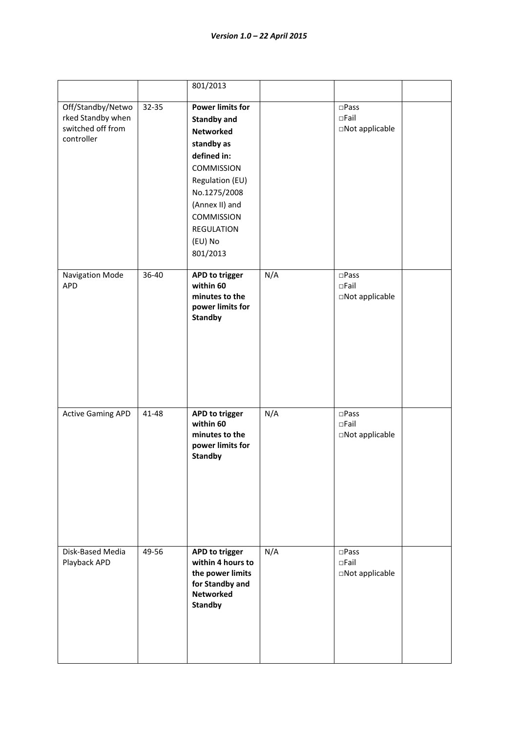| | | | | | |
|---|---|---|---|---|---|
| | | 801/2013 | | | |
| Off/Standby/Networked Standby when switched off from controller | 32-35 | **Power limits for Standby and Networked standby as defined in:** COMMISSION Regulation (EU) No.1275/2008 (Annex II) and COMMISSION REGULATION (EU) No 801/2013 | | □Pass<br>□Fail<br>□Not applicable | |
| Navigation Mode APD | 36-40 | **APD to trigger within 60 minutes to the power limits for Standby** | N/A | □Pass<br>□Fail<br>□Not applicable | |
| Active Gaming APD | 41-48 | **APD to trigger within 60 minutes to the power limits for Standby** | N/A | □Pass<br>□Fail<br>□Not applicable | |
| Disk-Based Media Playback APD | 49-56 | **APD to trigger within 4 hours to the power limits for Standby and Networked Standby** | N/A | □Pass<br>□Fail<br>□Not applicable | |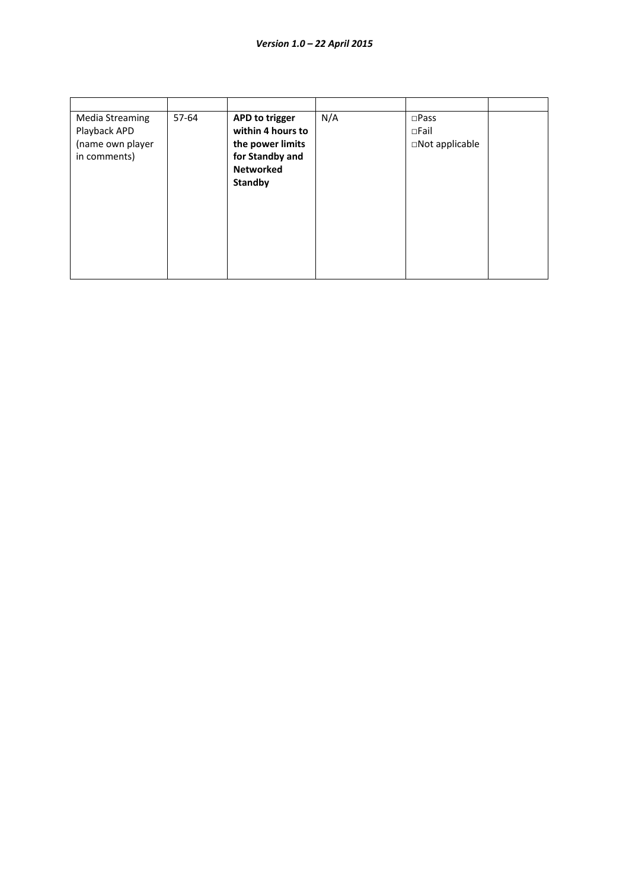| | | | | | |
|---|---|---|---|---|---|
| | | | | | |
| Media Streaming Playback APD (name own player in comments) | 57-64 | **APD to trigger within 4 hours to the power limits for Standby and Networked Standby** | N/A | □Pass<br>□Fail<br>□Not applicable | |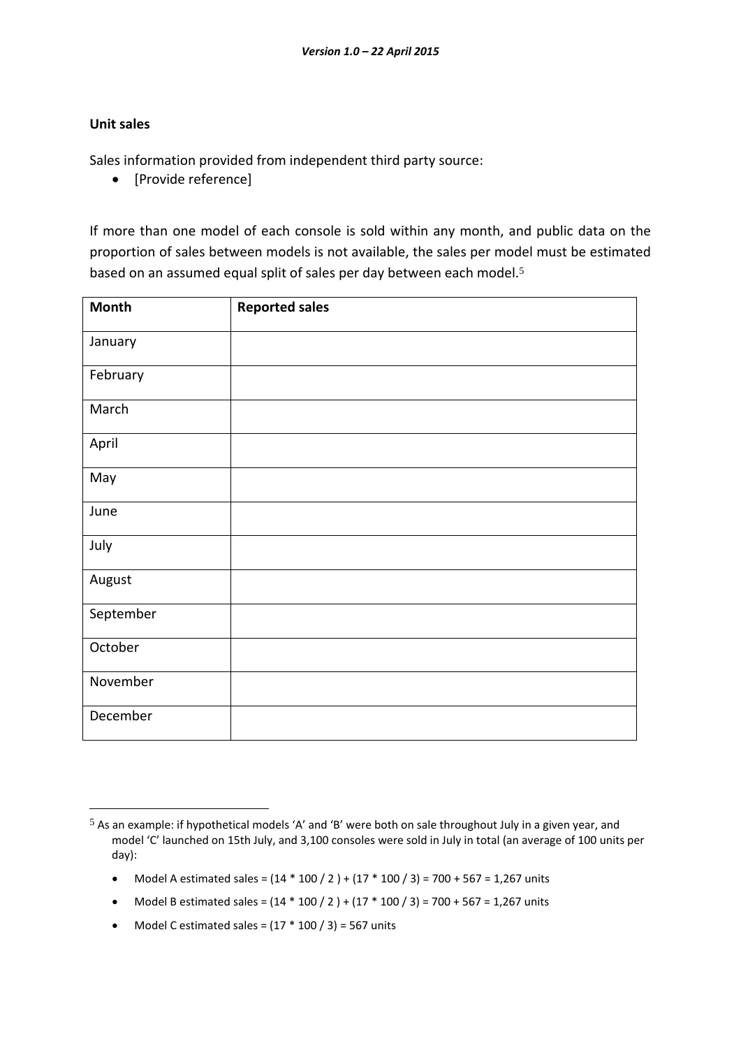**Unit sales**

Sales information provided from independent third party source:

- [Provide reference]

If more than one model of each console is sold within any month, and public data on the proportion of sales between models is not available, the sales per model must be estimated based on an assumed equal split of sales per day between each model.[5]

| Month | Reported sales |
|---|---|
| January | |
| February | |
| March | |
| April | |
| May | |
| June | |
| July | |
| August | |
| September | |
| October | |
| November | |
| December | |

[5] As an example: if hypothetical models 'A' and 'B' were both on sale throughout July in a given year, and model 'C' launched on 15th July, and 3,100 consoles were sold in July in total (an average of 100 units per day):

- Model A estimated sales = (14 * 100 / 2 ) + (17 * 100 / 3) = 700 + 567 = 1,267 units
- Model B estimated sales = (14 * 100 / 2 ) + (17 * 100 / 3) = 700 + 567 = 1,267 units
- Model C estimated sales = (17 * 100 / 3) = 567 units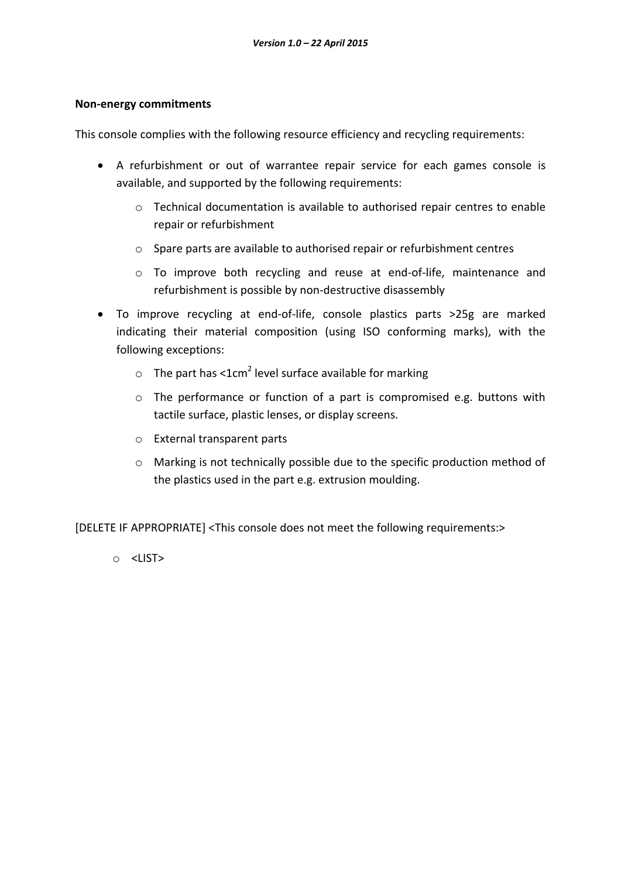**Non-energy commitments**

This console complies with the following resource efficiency and recycling requirements:

- A refurbishment or out of warrantee repair service for each games console is available, and supported by the following requirements:
    - Technical documentation is available to authorised repair centres to enable repair or refurbishment
    - Spare parts are available to authorised repair or refurbishment centres
    - To improve both recycling and reuse at end-of-life, maintenance and refurbishment is possible by non-destructive disassembly
- To improve recycling at end-of-life, console plastics parts >25g are marked indicating their material composition (using ISO conforming marks), with the following exceptions:
    - The part has <1cm$^2$ level surface available for marking
    - The performance or function of a part is compromised e.g. buttons with tactile surface, plastic lenses, or display screens.
    - External transparent parts
    - Marking is not technically possible due to the specific production method of the plastics used in the part e.g. extrusion moulding.

[DELETE IF APPROPRIATE] <This console does not meet the following requirements:>

- <LIST>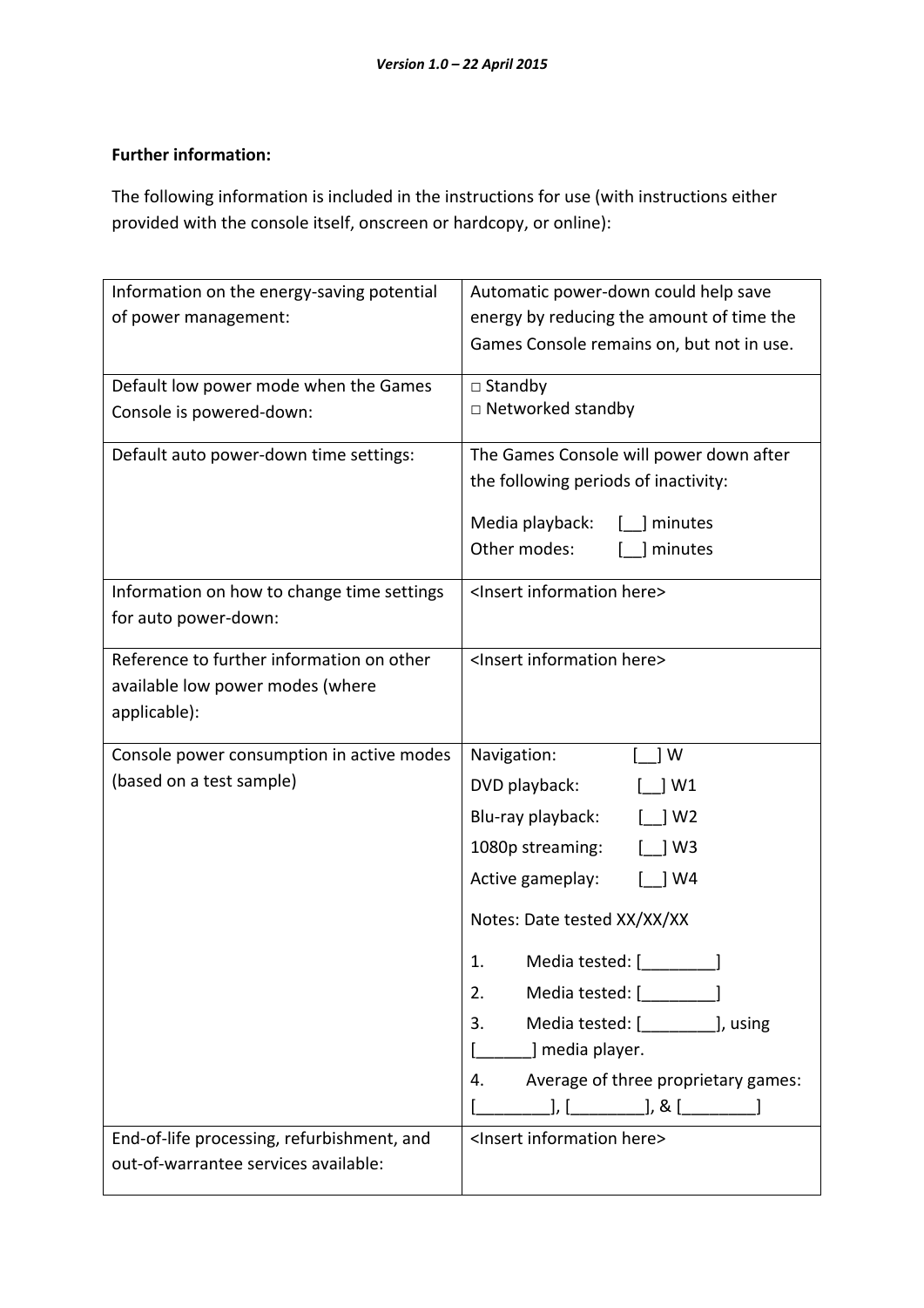**Further information:**

The following information is included in the instructions for use (with instructions either provided with the console itself, onscreen or hardcopy, or online):

| | |
|---|---|
| Information on the energy-saving potential of power management: | Automatic power-down could help save energy by reducing the amount of time the Games Console remains on, but not in use. |
| Default low power mode when the Games Console is powered-down: | □ Standby<br>□ Networked standby |
| Default auto power-down time settings: | The Games Console will power down after the following periods of inactivity:<br><br>Media playback: [__] minutes<br>Other modes: [__] minutes |
| Information on how to change time settings for auto power-down: | <Insert information here> |
| Reference to further information on other available low power modes (where applicable): | <Insert information here> |
| Console power consumption in active modes (based on a test sample) | Navigation: [__] W<br>DVD playback: [__] W1<br>Blu-ray playback: [__] W2<br>1080p streaming: [__] W3<br>Active gameplay: [__] W4<br><br>Notes: Date tested XX/XX/XX<br><br>1. Media tested: [________]<br>2. Media tested: [________]<br>3. Media tested: [________], using [______] media player.<br>4. Average of three proprietary games: [________], [________], & [________] |
| End-of-life processing, refurbishment, and out-of-warrantee services available: | <Insert information here> |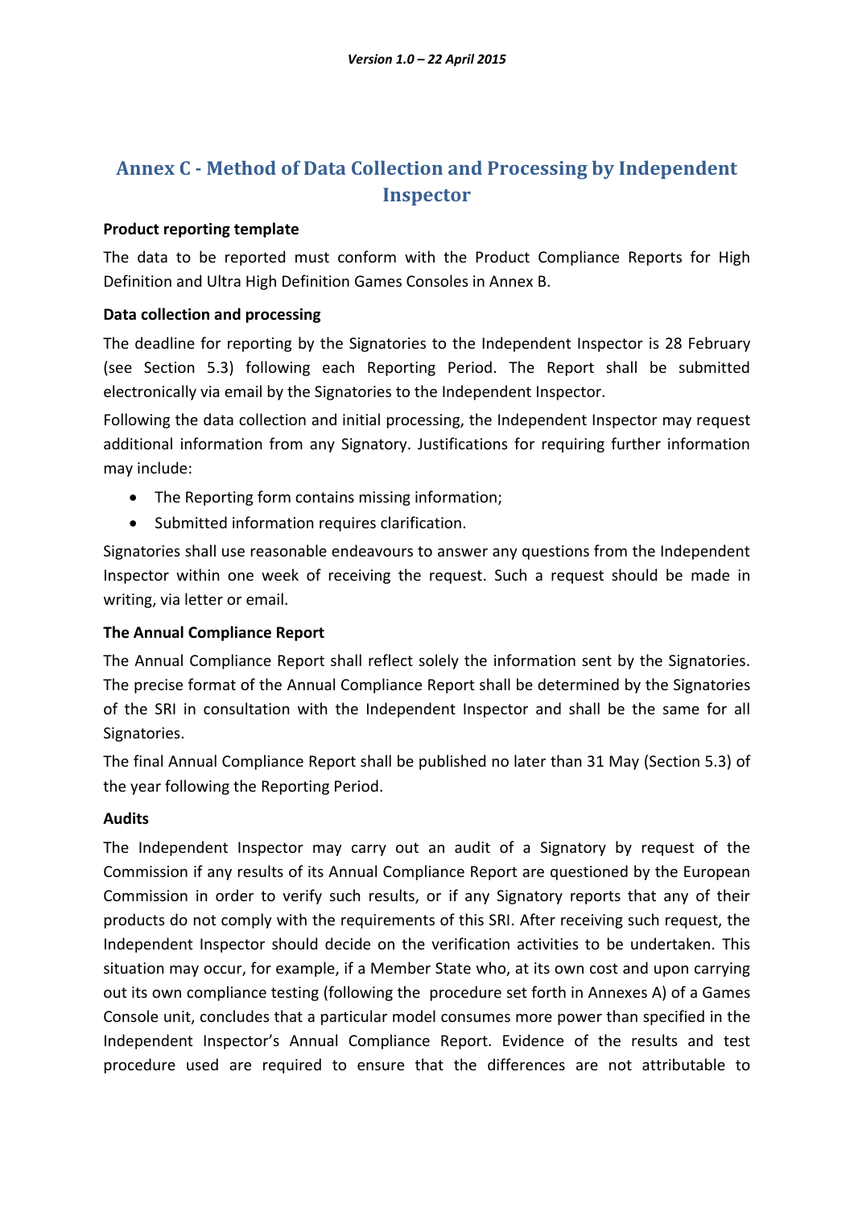# Annex C - Method of Data Collection and Processing by Independent Inspector

**Product reporting template**

The data to be reported must conform with the Product Compliance Reports for High Definition and Ultra High Definition Games Consoles in Annex B.

**Data collection and processing**

The deadline for reporting by the Signatories to the Independent Inspector is 28 February (see Section 5.3) following each Reporting Period. The Report shall be submitted electronically via email by the Signatories to the Independent Inspector.

Following the data collection and initial processing, the Independent Inspector may request additional information from any Signatory. Justifications for requiring further information may include:

- The Reporting form contains missing information;
- Submitted information requires clarification.

Signatories shall use reasonable endeavours to answer any questions from the Independent Inspector within one week of receiving the request. Such a request should be made in writing, via letter or email.

**The Annual Compliance Report**

The Annual Compliance Report shall reflect solely the information sent by the Signatories. The precise format of the Annual Compliance Report shall be determined by the Signatories of the SRI in consultation with the Independent Inspector and shall be the same for all Signatories.

The final Annual Compliance Report shall be published no later than 31 May (Section 5.3) of the year following the Reporting Period.

**Audits**

The Independent Inspector may carry out an audit of a Signatory by request of the Commission if any results of its Annual Compliance Report are questioned by the European Commission in order to verify such results, or if any Signatory reports that any of their products do not comply with the requirements of this SRI. After receiving such request, the Independent Inspector should decide on the verification activities to be undertaken. This situation may occur, for example, if a Member State who, at its own cost and upon carrying out its own compliance testing (following the procedure set forth in Annexes A) of a Games Console unit, concludes that a particular model consumes more power than specified in the Independent Inspector's Annual Compliance Report. Evidence of the results and test procedure used are required to ensure that the differences are not attributable to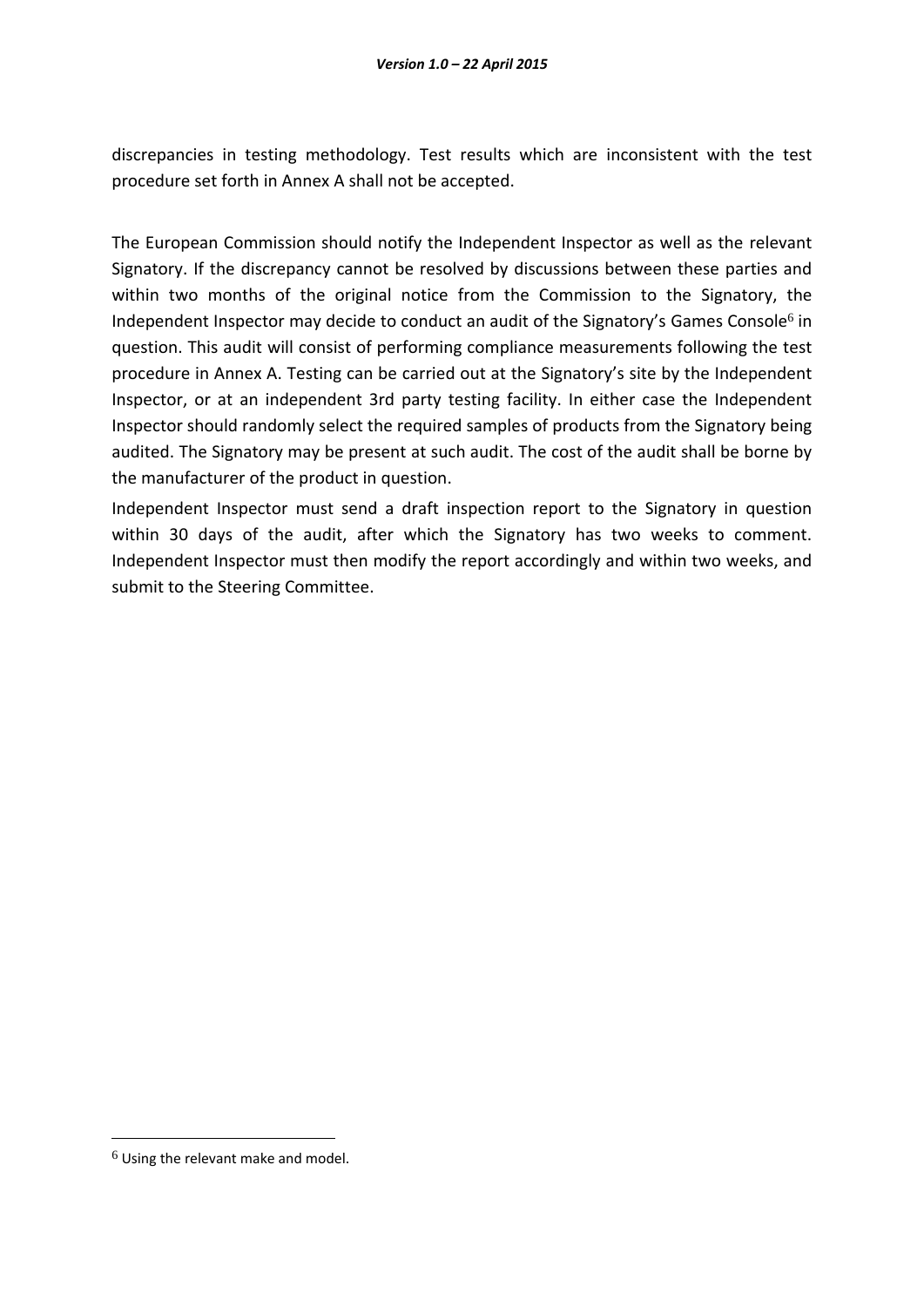discrepancies in testing methodology. Test results which are inconsistent with the test procedure set forth in Annex A shall not be accepted.

The European Commission should notify the Independent Inspector as well as the relevant Signatory. If the discrepancy cannot be resolved by discussions between these parties and within two months of the original notice from the Commission to the Signatory, the Independent Inspector may decide to conduct an audit of the Signatory's Games Console[6] in question. This audit will consist of performing compliance measurements following the test procedure in Annex A. Testing can be carried out at the Signatory's site by the Independent Inspector, or at an independent 3rd party testing facility. In either case the Independent Inspector should randomly select the required samples of products from the Signatory being audited. The Signatory may be present at such audit. The cost of the audit shall be borne by the manufacturer of the product in question.

Independent Inspector must send a draft inspection report to the Signatory in question within 30 days of the audit, after which the Signatory has two weeks to comment. Independent Inspector must then modify the report accordingly and within two weeks, and submit to the Steering Committee.

[6] Using the relevant make and model.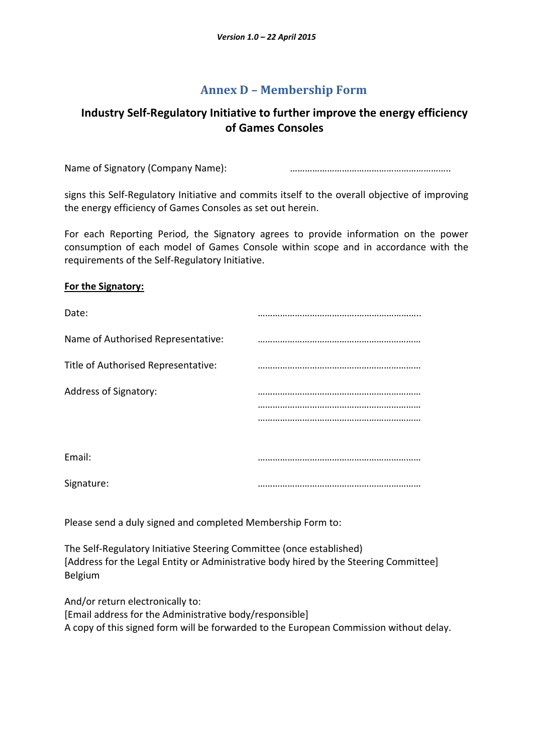## Annex D – Membership Form

### Industry Self-Regulatory Initiative to further improve the energy efficiency of Games Consoles

Name of Signatory (Company Name): ………………………………………………………..

signs this Self-Regulatory Initiative and commits itself to the overall objective of improving the energy efficiency of Games Consoles as set out herein.

For each Reporting Period, the Signatory agrees to provide information on the power consumption of each model of Games Console within scope and in accordance with the requirements of the Self-Regulatory Initiative.

**For the Signatory:**

Date: …………………………………………………………..

Name of Authorised Representative: …………………………………………………………

Title of Authorised Representative: …………………………………………………………

Address of Signatory: …………………………………………………………
…………………………………………………………
…………………………………………………………

Email: …………………………………………………………

Signature: …………………………………………………………

Please send a duly signed and completed Membership Form to:

The Self-Regulatory Initiative Steering Committee (once established)
[Address for the Legal Entity or Administrative body hired by the Steering Committee]
Belgium

And/or return electronically to:
[Email address for the Administrative body/responsible]
A copy of this signed form will be forwarded to the European Commission without delay.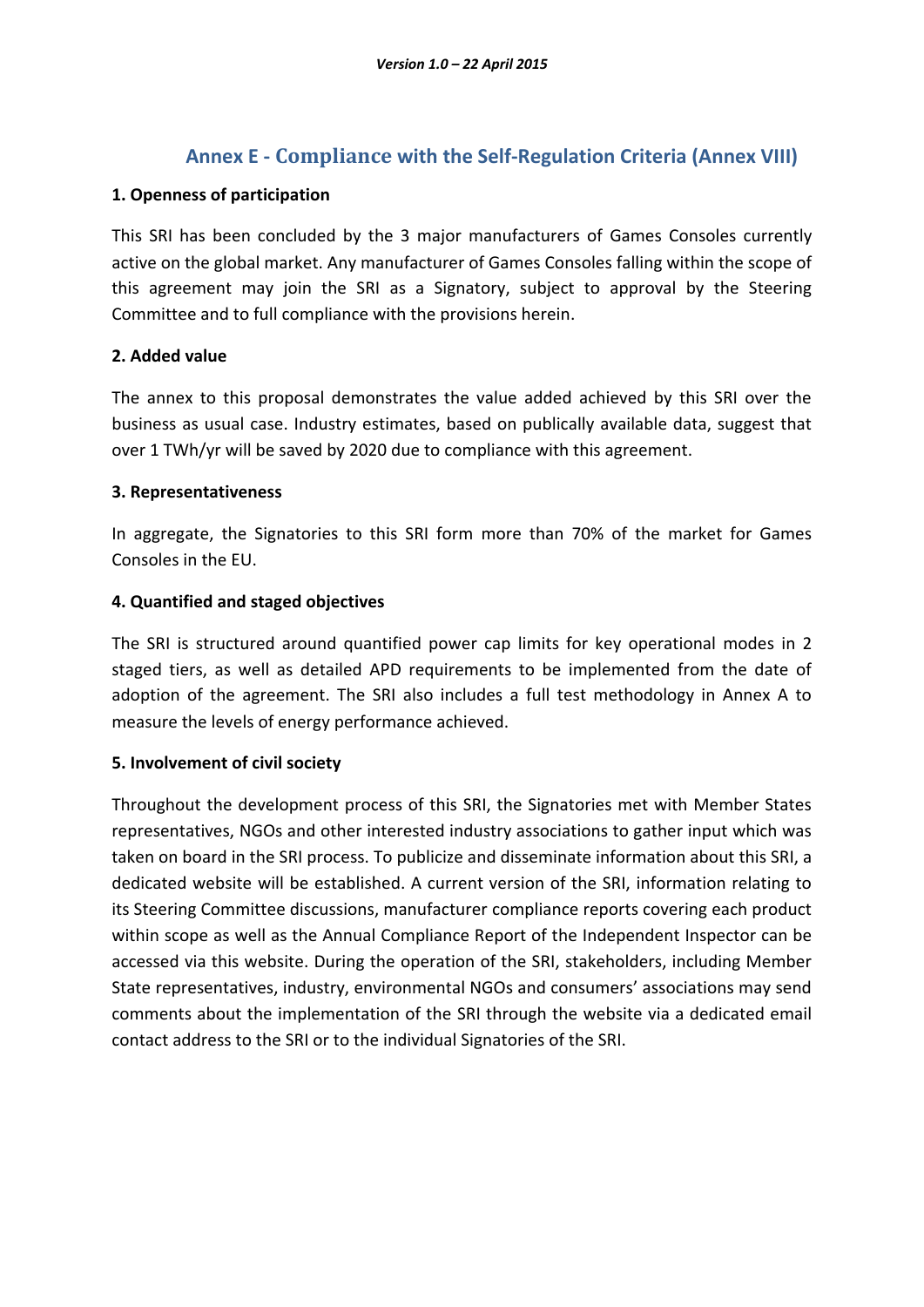## Annex E - Compliance with the Self-Regulation Criteria (Annex VIII)

**1. Openness of participation**

This SRI has been concluded by the 3 major manufacturers of Games Consoles currently active on the global market. Any manufacturer of Games Consoles falling within the scope of this agreement may join the SRI as a Signatory, subject to approval by the Steering Committee and to full compliance with the provisions herein.

**2. Added value**

The annex to this proposal demonstrates the value added achieved by this SRI over the business as usual case. Industry estimates, based on publically available data, suggest that over 1 TWh/yr will be saved by 2020 due to compliance with this agreement.

**3. Representativeness**

In aggregate, the Signatories to this SRI form more than 70% of the market for Games Consoles in the EU.

**4. Quantified and staged objectives**

The SRI is structured around quantified power cap limits for key operational modes in 2 staged tiers, as well as detailed APD requirements to be implemented from the date of adoption of the agreement. The SRI also includes a full test methodology in Annex A to measure the levels of energy performance achieved.

**5. Involvement of civil society**

Throughout the development process of this SRI, the Signatories met with Member States representatives, NGOs and other interested industry associations to gather input which was taken on board in the SRI process. To publicize and disseminate information about this SRI, a dedicated website will be established. A current version of the SRI, information relating to its Steering Committee discussions, manufacturer compliance reports covering each product within scope as well as the Annual Compliance Report of the Independent Inspector can be accessed via this website. During the operation of the SRI, stakeholders, including Member State representatives, industry, environmental NGOs and consumers' associations may send comments about the implementation of the SRI through the website via a dedicated email contact address to the SRI or to the individual Signatories of the SRI.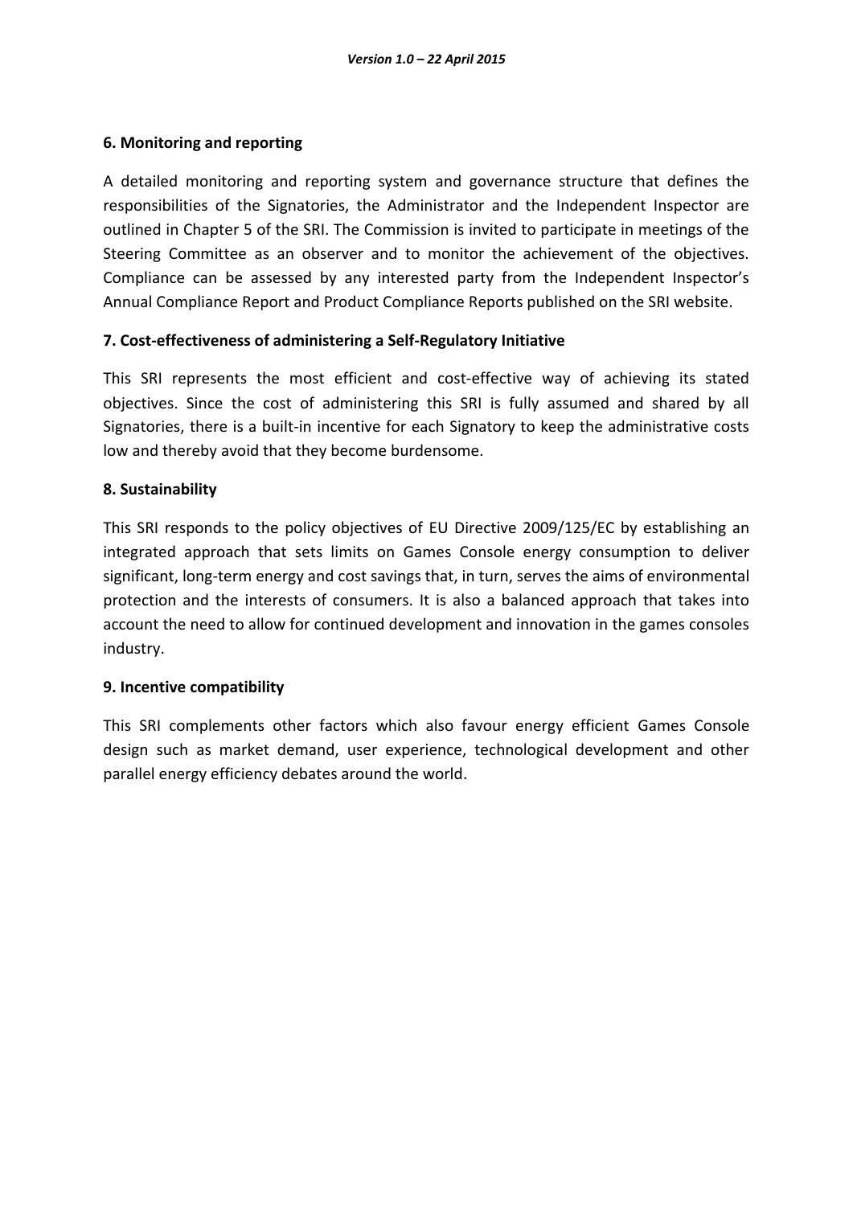**6. Monitoring and reporting**

A detailed monitoring and reporting system and governance structure that defines the responsibilities of the Signatories, the Administrator and the Independent Inspector are outlined in Chapter 5 of the SRI. The Commission is invited to participate in meetings of the Steering Committee as an observer and to monitor the achievement of the objectives. Compliance can be assessed by any interested party from the Independent Inspector's Annual Compliance Report and Product Compliance Reports published on the SRI website.

**7. Cost-effectiveness of administering a Self-Regulatory Initiative**

This SRI represents the most efficient and cost-effective way of achieving its stated objectives. Since the cost of administering this SRI is fully assumed and shared by all Signatories, there is a built-in incentive for each Signatory to keep the administrative costs low and thereby avoid that they become burdensome.

**8. Sustainability**

This SRI responds to the policy objectives of EU Directive 2009/125/EC by establishing an integrated approach that sets limits on Games Console energy consumption to deliver significant, long-term energy and cost savings that, in turn, serves the aims of environmental protection and the interests of consumers. It is also a balanced approach that takes into account the need to allow for continued development and innovation in the games consoles industry.

**9. Incentive compatibility**

This SRI complements other factors which also favour energy efficient Games Console design such as market demand, user experience, technological development and other parallel energy efficiency debates around the world.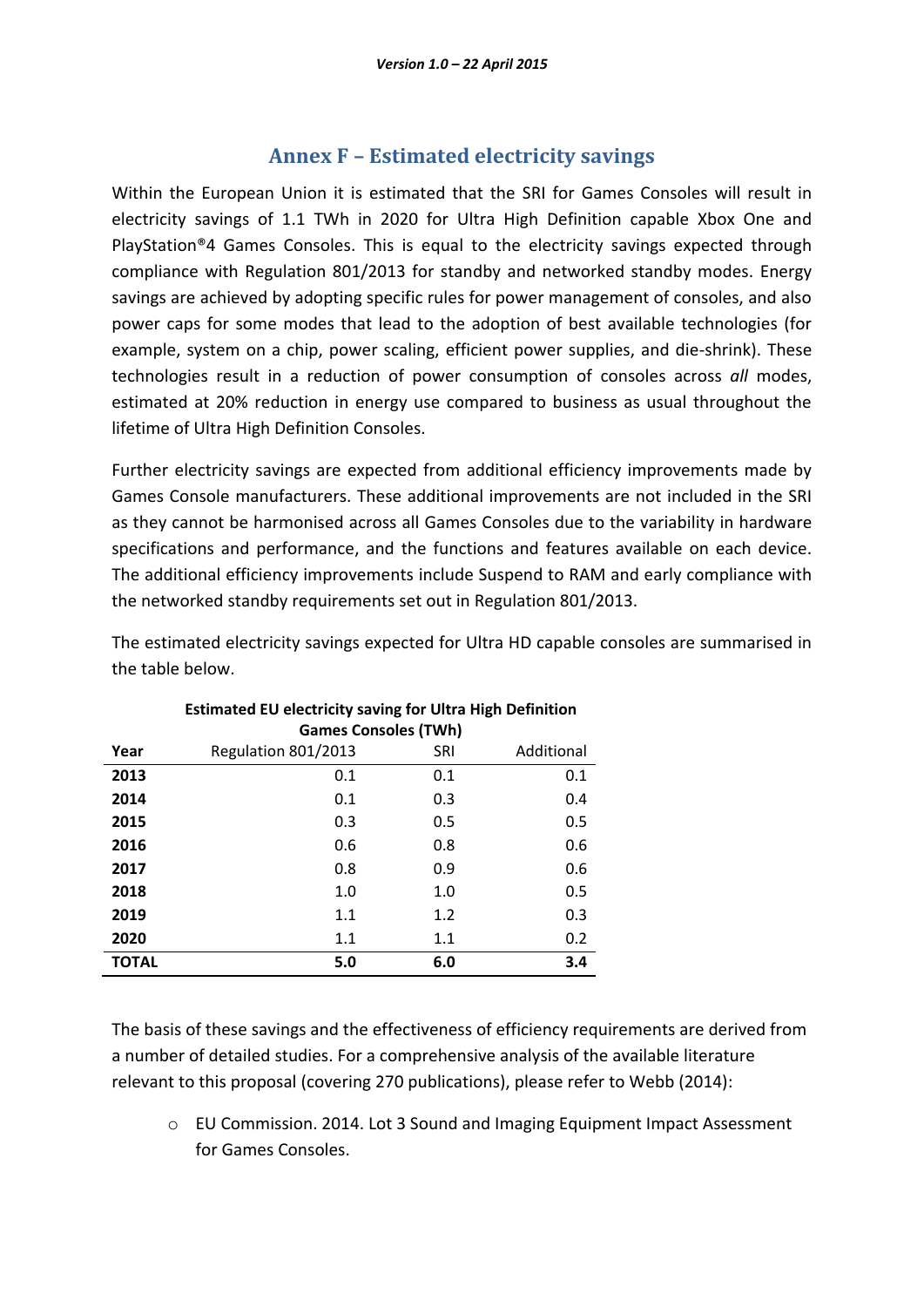## Annex F – Estimated electricity savings

Within the European Union it is estimated that the SRI for Games Consoles will result in electricity savings of 1.1 TWh in 2020 for Ultra High Definition capable Xbox One and PlayStation®4 Games Consoles. This is equal to the electricity savings expected through compliance with Regulation 801/2013 for standby and networked standby modes. Energy savings are achieved by adopting specific rules for power management of consoles, and also power caps for some modes that lead to the adoption of best available technologies (for example, system on a chip, power scaling, efficient power supplies, and die-shrink). These technologies result in a reduction of power consumption of consoles across *all* modes, estimated at 20% reduction in energy use compared to business as usual throughout the lifetime of Ultra High Definition Consoles.

Further electricity savings are expected from additional efficiency improvements made by Games Console manufacturers. These additional improvements are not included in the SRI as they cannot be harmonised across all Games Consoles due to the variability in hardware specifications and performance, and the functions and features available on each device. The additional efficiency improvements include Suspend to RAM and early compliance with the networked standby requirements set out in Regulation 801/2013.

The estimated electricity savings expected for Ultra HD capable consoles are summarised in the table below.

**Estimated EU electricity saving for Ultra High Definition Games Consoles (TWh)**

| Year | Regulation 801/2013 | SRI | Additional |
|---|---|---|---|
| **2013** | 0.1 | 0.1 | 0.1 |
| **2014** | 0.1 | 0.3 | 0.4 |
| **2015** | 0.3 | 0.5 | 0.5 |
| **2016** | 0.6 | 0.8 | 0.6 |
| **2017** | 0.8 | 0.9 | 0.6 |
| **2018** | 1.0 | 1.0 | 0.5 |
| **2019** | 1.1 | 1.2 | 0.3 |
| **2020** | 1.1 | 1.1 | 0.2 |
| **TOTAL** | **5.0** | **6.0** | **3.4** |

The basis of these savings and the effectiveness of efficiency requirements are derived from a number of detailed studies. For a comprehensive analysis of the available literature relevant to this proposal (covering 270 publications), please refer to Webb (2014):

- EU Commission. 2014. Lot 3 Sound and Imaging Equipment Impact Assessment for Games Consoles.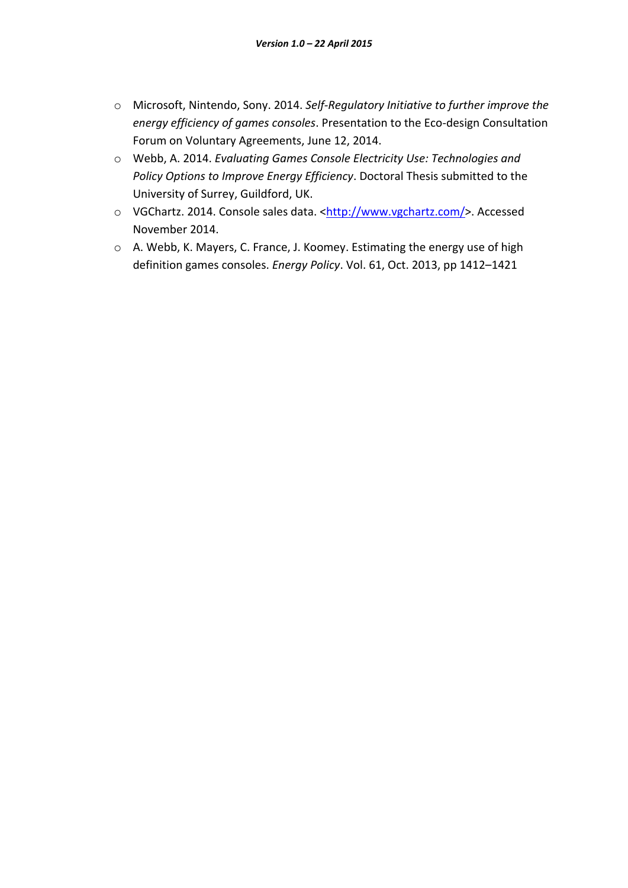- Microsoft, Nintendo, Sony. 2014. *Self-Regulatory Initiative to further improve the energy efficiency of games consoles*. Presentation to the Eco-design Consultation Forum on Voluntary Agreements, June 12, 2014.
- Webb, A. 2014. *Evaluating Games Console Electricity Use: Technologies and Policy Options to Improve Energy Efficiency*. Doctoral Thesis submitted to the University of Surrey, Guildford, UK.
- VGChartz. 2014. Console sales data. <http://www.vgchartz.com/>. Accessed November 2014.
- A. Webb, K. Mayers, C. France, J. Koomey. Estimating the energy use of high definition games consoles. *Energy Policy*. Vol. 61, Oct. 2013, pp 1412–1421